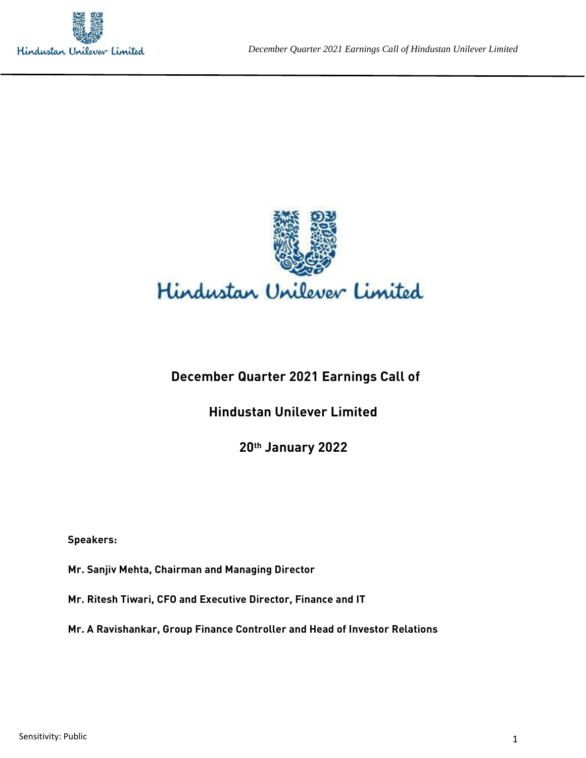# December Quarter 2021 Earnings Call of

# Hindustan Unilever Limited

## 20th January 2022

**Speakers:**

**Mr. Sanjiv Mehta, Chairman and Managing Director**

**Mr. Ritesh Tiwari, CFO and Executive Director, Finance and IT**

**Mr. A Ravishankar, Group Finance Controller and Head of Investor Relations**

Sensitivity: Public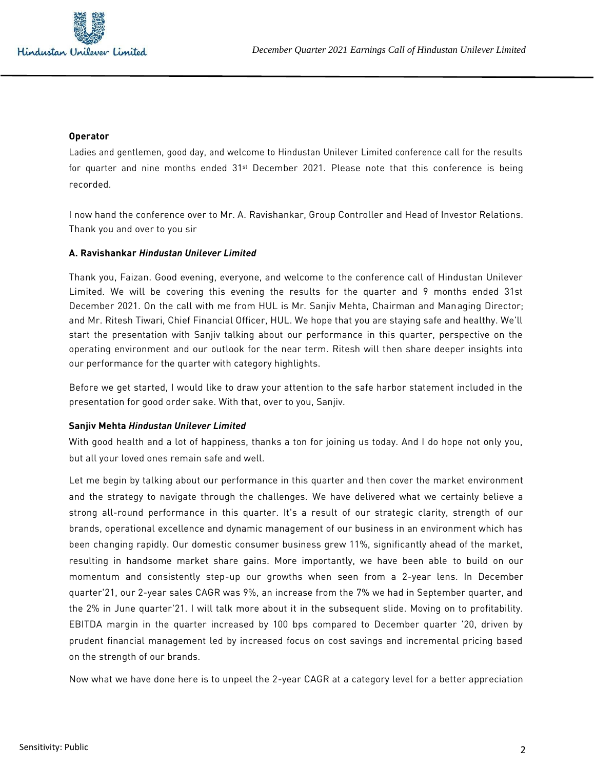**Operator**

Ladies and gentlemen, good day, and welcome to Hindustan Unilever Limited conference call for the results for quarter and nine months ended 31st December 2021. Please note that this conference is being recorded.

I now hand the conference over to Mr. A. Ravishankar, Group Controller and Head of Investor Relations. Thank you and over to you sir

**A. Ravishankar *Hindustan Unilever Limited***

Thank you, Faizan. Good evening, everyone, and welcome to the conference call of Hindustan Unilever Limited. We will be covering this evening the results for the quarter and 9 months ended 31st December 2021. On the call with me from HUL is Mr. Sanjiv Mehta, Chairman and Managing Director; and Mr. Ritesh Tiwari, Chief Financial Officer, HUL. We hope that you are staying safe and healthy. We'll start the presentation with Sanjiv talking about our performance in this quarter, perspective on the operating environment and our outlook for the near term. Ritesh will then share deeper insights into our performance for the quarter with category highlights.

Before we get started, I would like to draw your attention to the safe harbor statement included in the presentation for good order sake. With that, over to you, Sanjiv.

**Sanjiv Mehta *Hindustan Unilever Limited***

With good health and a lot of happiness, thanks a ton for joining us today. And I do hope not only you, but all your loved ones remain safe and well.

Let me begin by talking about our performance in this quarter and then cover the market environment and the strategy to navigate through the challenges. We have delivered what we certainly believe a strong all-round performance in this quarter. It's a result of our strategic clarity, strength of our brands, operational excellence and dynamic management of our business in an environment which has been changing rapidly. Our domestic consumer business grew 11%, significantly ahead of the market, resulting in handsome market share gains. More importantly, we have been able to build on our momentum and consistently step-up our growths when seen from a 2-year lens. In December quarter'21, our 2-year sales CAGR was 9%, an increase from the 7% we had in September quarter, and the 2% in June quarter'21. I will talk more about it in the subsequent slide. Moving on to profitability. EBITDA margin in the quarter increased by 100 bps compared to December quarter '20, driven by prudent financial management led by increased focus on cost savings and incremental pricing based on the strength of our brands.

Now what we have done here is to unpeel the 2-year CAGR at a category level for a better appreciation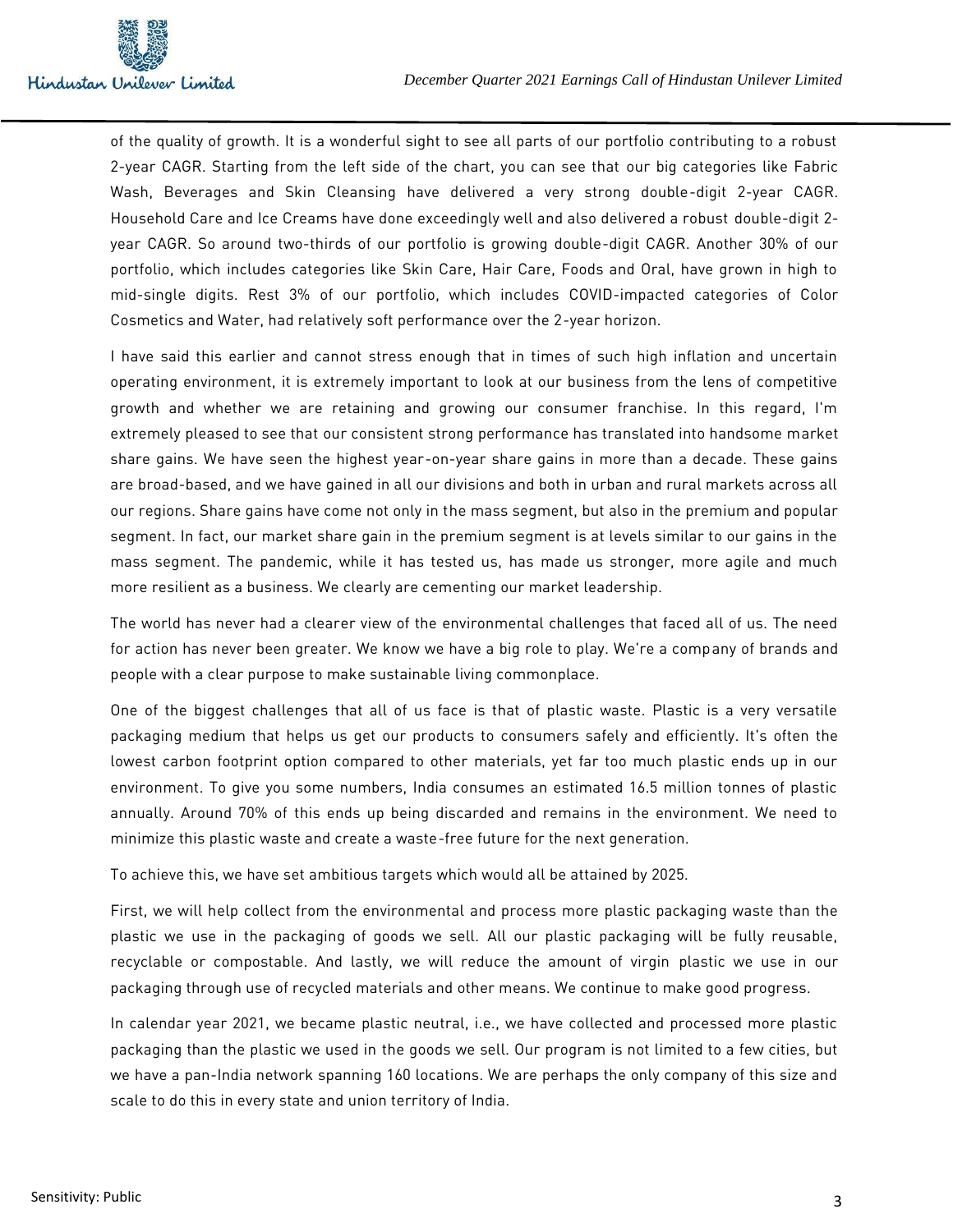of the quality of growth. It is a wonderful sight to see all parts of our portfolio contributing to a robust 2-year CAGR. Starting from the left side of the chart, you can see that our big categories like Fabric Wash, Beverages and Skin Cleansing have delivered a very strong double-digit 2-year CAGR. Household Care and Ice Creams have done exceedingly well and also delivered a robust double-digit 2-year CAGR. So around two-thirds of our portfolio is growing double-digit CAGR. Another 30% of our portfolio, which includes categories like Skin Care, Hair Care, Foods and Oral, have grown in high to mid-single digits. Rest 3% of our portfolio, which includes COVID-impacted categories of Color Cosmetics and Water, had relatively soft performance over the 2-year horizon.

I have said this earlier and cannot stress enough that in times of such high inflation and uncertain operating environment, it is extremely important to look at our business from the lens of competitive growth and whether we are retaining and growing our consumer franchise. In this regard, I'm extremely pleased to see that our consistent strong performance has translated into handsome market share gains. We have seen the highest year-on-year share gains in more than a decade. These gains are broad-based, and we have gained in all our divisions and both in urban and rural markets across all our regions. Share gains have come not only in the mass segment, but also in the premium and popular segment. In fact, our market share gain in the premium segment is at levels similar to our gains in the mass segment. The pandemic, while it has tested us, has made us stronger, more agile and much more resilient as a business. We clearly are cementing our market leadership.

The world has never had a clearer view of the environmental challenges that faced all of us. The need for action has never been greater. We know we have a big role to play. We're a company of brands and people with a clear purpose to make sustainable living commonplace.

One of the biggest challenges that all of us face is that of plastic waste. Plastic is a very versatile packaging medium that helps us get our products to consumers safely and efficiently. It's often the lowest carbon footprint option compared to other materials, yet far too much plastic ends up in our environment. To give you some numbers, India consumes an estimated 16.5 million tonnes of plastic annually. Around 70% of this ends up being discarded and remains in the environment. We need to minimize this plastic waste and create a waste-free future for the next generation.

To achieve this, we have set ambitious targets which would all be attained by 2025.

First, we will help collect from the environmental and process more plastic packaging waste than the plastic we use in the packaging of goods we sell. All our plastic packaging will be fully reusable, recyclable or compostable. And lastly, we will reduce the amount of virgin plastic we use in our packaging through use of recycled materials and other means. We continue to make good progress.

In calendar year 2021, we became plastic neutral, i.e., we have collected and processed more plastic packaging than the plastic we used in the goods we sell. Our program is not limited to a few cities, but we have a pan-India network spanning 160 locations. We are perhaps the only company of this size and scale to do this in every state and union territory of India.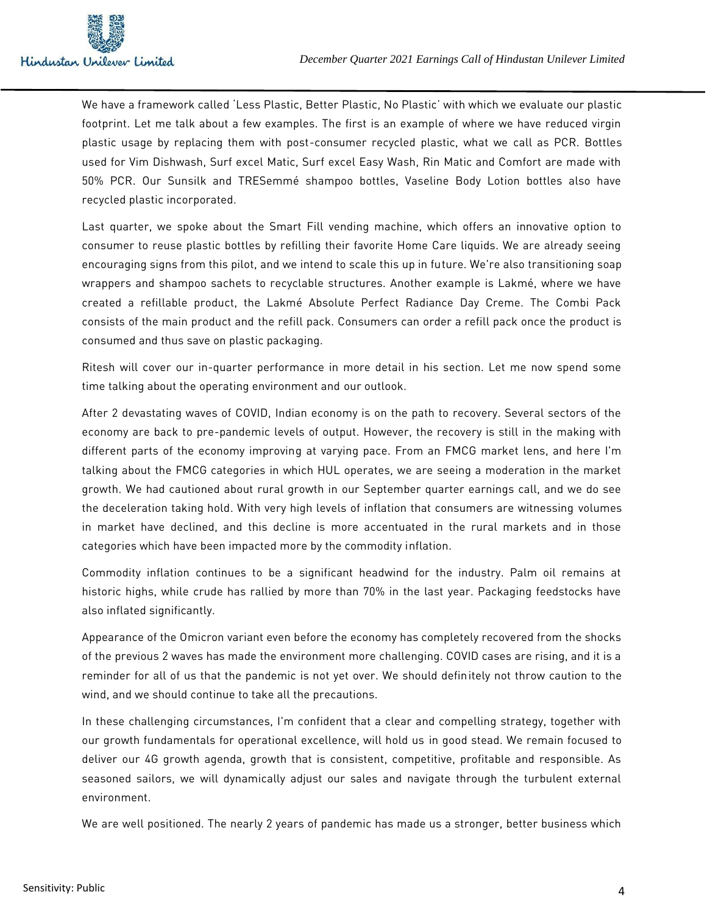We have a framework called 'Less Plastic, Better Plastic, No Plastic' with which we evaluate our plastic footprint. Let me talk about a few examples. The first is an example of where we have reduced virgin plastic usage by replacing them with post-consumer recycled plastic, what we call as PCR. Bottles used for Vim Dishwash, Surf excel Matic, Surf excel Easy Wash, Rin Matic and Comfort are made with 50% PCR. Our Sunsilk and TRESemmé shampoo bottles, Vaseline Body Lotion bottles also have recycled plastic incorporated.

Last quarter, we spoke about the Smart Fill vending machine, which offers an innovative option to consumer to reuse plastic bottles by refilling their favorite Home Care liquids. We are already seeing encouraging signs from this pilot, and we intend to scale this up in future. We're also transitioning soap wrappers and shampoo sachets to recyclable structures. Another example is Lakmé, where we have created a refillable product, the Lakmé Absolute Perfect Radiance Day Creme. The Combi Pack consists of the main product and the refill pack. Consumers can order a refill pack once the product is consumed and thus save on plastic packaging.

Ritesh will cover our in-quarter performance in more detail in his section. Let me now spend some time talking about the operating environment and our outlook.

After 2 devastating waves of COVID, Indian economy is on the path to recovery. Several sectors of the economy are back to pre-pandemic levels of output. However, the recovery is still in the making with different parts of the economy improving at varying pace. From an FMCG market lens, and here I'm talking about the FMCG categories in which HUL operates, we are seeing a moderation in the market growth. We had cautioned about rural growth in our September quarter earnings call, and we do see the deceleration taking hold. With very high levels of inflation that consumers are witnessing volumes in market have declined, and this decline is more accentuated in the rural markets and in those categories which have been impacted more by the commodity inflation.

Commodity inflation continues to be a significant headwind for the industry. Palm oil remains at historic highs, while crude has rallied by more than 70% in the last year. Packaging feedstocks have also inflated significantly.

Appearance of the Omicron variant even before the economy has completely recovered from the shocks of the previous 2 waves has made the environment more challenging. COVID cases are rising, and it is a reminder for all of us that the pandemic is not yet over. We should definitely not throw caution to the wind, and we should continue to take all the precautions.

In these challenging circumstances, I'm confident that a clear and compelling strategy, together with our growth fundamentals for operational excellence, will hold us in good stead. We remain focused to deliver our 4G growth agenda, growth that is consistent, competitive, profitable and responsible. As seasoned sailors, we will dynamically adjust our sales and navigate through the turbulent external environment.

We are well positioned. The nearly 2 years of pandemic has made us a stronger, better business which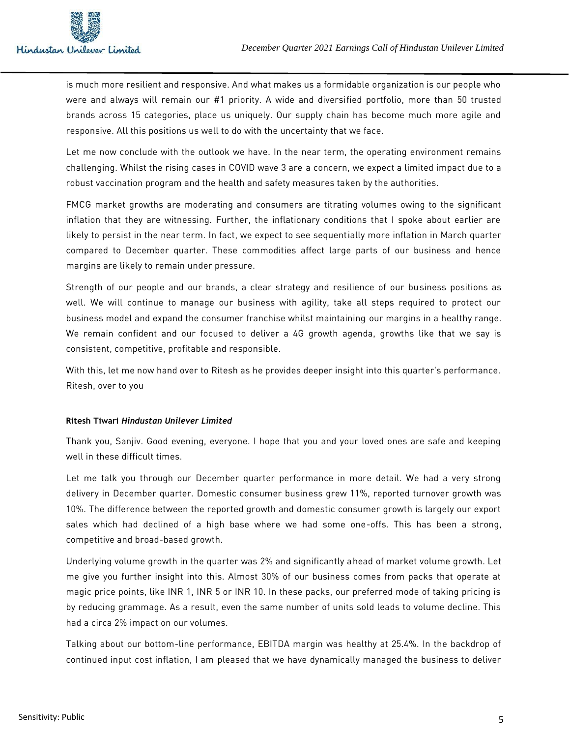is much more resilient and responsive. And what makes us a formidable organization is our people who were and always will remain our #1 priority. A wide and diversified portfolio, more than 50 trusted brands across 15 categories, place us uniquely. Our supply chain has become much more agile and responsive. All this positions us well to do with the uncertainty that we face.

Let me now conclude with the outlook we have. In the near term, the operating environment remains challenging. Whilst the rising cases in COVID wave 3 are a concern, we expect a limited impact due to a robust vaccination program and the health and safety measures taken by the authorities.

FMCG market growths are moderating and consumers are titrating volumes owing to the significant inflation that they are witnessing. Further, the inflationary conditions that I spoke about earlier are likely to persist in the near term. In fact, we expect to see sequentially more inflation in March quarter compared to December quarter. These commodities affect large parts of our business and hence margins are likely to remain under pressure.

Strength of our people and our brands, a clear strategy and resilience of our business positions as well. We will continue to manage our business with agility, take all steps required to protect our business model and expand the consumer franchise whilst maintaining our margins in a healthy range. We remain confident and our focused to deliver a 4G growth agenda, growths like that we say is consistent, competitive, profitable and responsible.

With this, let me now hand over to Ritesh as he provides deeper insight into this quarter's performance. Ritesh, over to you

**Ritesh Tiwari** ***Hindustan Unilever Limited***

Thank you, Sanjiv. Good evening, everyone. I hope that you and your loved ones are safe and keeping well in these difficult times.

Let me talk you through our December quarter performance in more detail. We had a very strong delivery in December quarter. Domestic consumer business grew 11%, reported turnover growth was 10%. The difference between the reported growth and domestic consumer growth is largely our export sales which had declined of a high base where we had some one-offs. This has been a strong, competitive and broad-based growth.

Underlying volume growth in the quarter was 2% and significantly ahead of market volume growth. Let me give you further insight into this. Almost 30% of our business comes from packs that operate at magic price points, like INR 1, INR 5 or INR 10. In these packs, our preferred mode of taking pricing is by reducing grammage. As a result, even the same number of units sold leads to volume decline. This had a circa 2% impact on our volumes.

Talking about our bottom-line performance, EBITDA margin was healthy at 25.4%. In the backdrop of continued input cost inflation, I am pleased that we have dynamically managed the business to deliver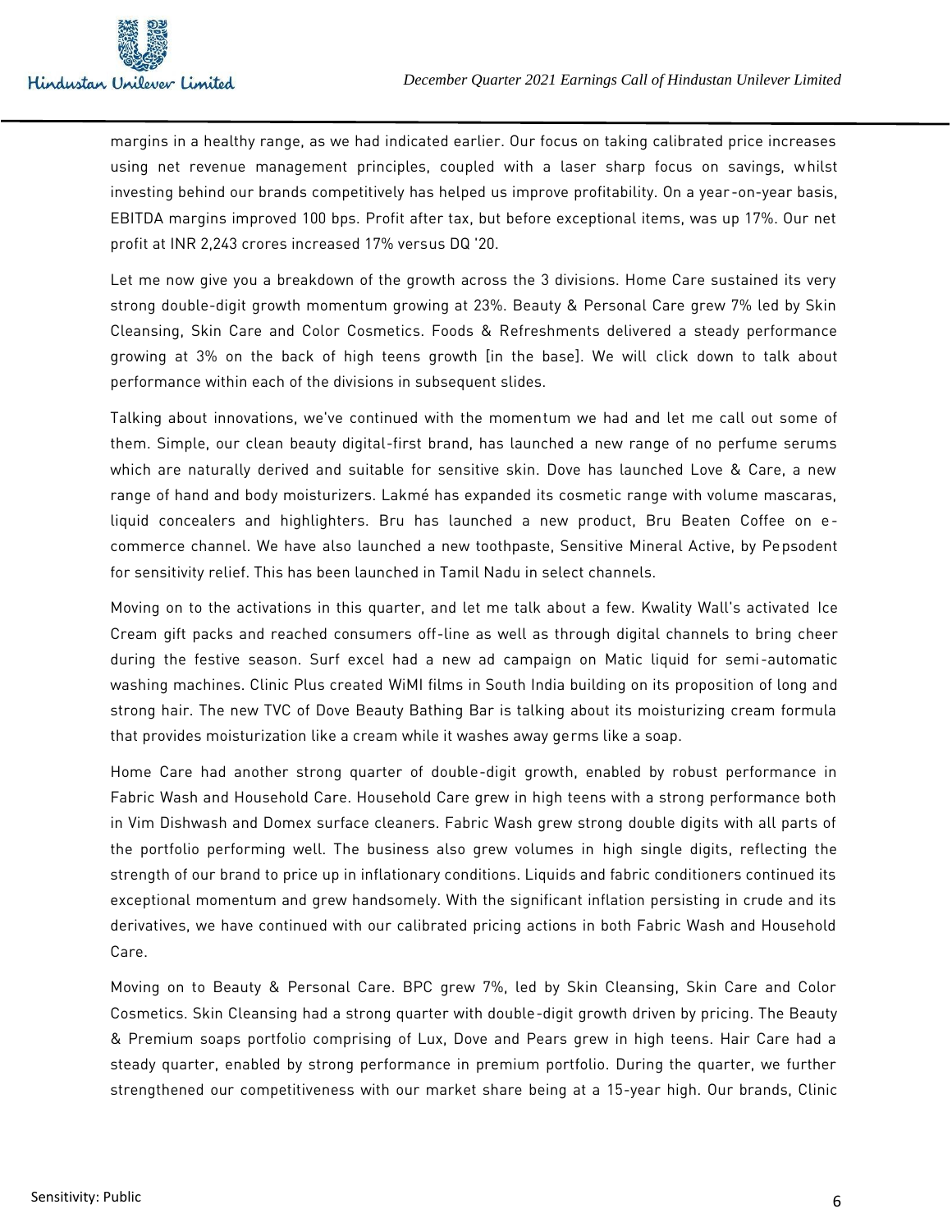margins in a healthy range, as we had indicated earlier. Our focus on taking calibrated price increases using net revenue management principles, coupled with a laser sharp focus on savings, whilst investing behind our brands competitively has helped us improve profitability. On a year-on-year basis, EBITDA margins improved 100 bps. Profit after tax, but before exceptional items, was up 17%. Our net profit at INR 2,243 crores increased 17% versus DQ '20.

Let me now give you a breakdown of the growth across the 3 divisions. Home Care sustained its very strong double-digit growth momentum growing at 23%. Beauty & Personal Care grew 7% led by Skin Cleansing, Skin Care and Color Cosmetics. Foods & Refreshments delivered a steady performance growing at 3% on the back of high teens growth [in the base]. We will click down to talk about performance within each of the divisions in subsequent slides.

Talking about innovations, we've continued with the momentum we had and let me call out some of them. Simple, our clean beauty digital-first brand, has launched a new range of no perfume serums which are naturally derived and suitable for sensitive skin. Dove has launched Love & Care, a new range of hand and body moisturizers. Lakmé has expanded its cosmetic range with volume mascaras, liquid concealers and highlighters. Bru has launched a new product, Bru Beaten Coffee on e-commerce channel. We have also launched a new toothpaste, Sensitive Mineral Active, by Pepsodent for sensitivity relief. This has been launched in Tamil Nadu in select channels.

Moving on to the activations in this quarter, and let me talk about a few. Kwality Wall's activated Ice Cream gift packs and reached consumers off-line as well as through digital channels to bring cheer during the festive season. Surf excel had a new ad campaign on Matic liquid for semi-automatic washing machines. Clinic Plus created WiMI films in South India building on its proposition of long and strong hair. The new TVC of Dove Beauty Bathing Bar is talking about its moisturizing cream formula that provides moisturization like a cream while it washes away germs like a soap.

Home Care had another strong quarter of double-digit growth, enabled by robust performance in Fabric Wash and Household Care. Household Care grew in high teens with a strong performance both in Vim Dishwash and Domex surface cleaners. Fabric Wash grew strong double digits with all parts of the portfolio performing well. The business also grew volumes in high single digits, reflecting the strength of our brand to price up in inflationary conditions. Liquids and fabric conditioners continued its exceptional momentum and grew handsomely. With the significant inflation persisting in crude and its derivatives, we have continued with our calibrated pricing actions in both Fabric Wash and Household Care.

Moving on to Beauty & Personal Care. BPC grew 7%, led by Skin Cleansing, Skin Care and Color Cosmetics. Skin Cleansing had a strong quarter with double-digit growth driven by pricing. The Beauty & Premium soaps portfolio comprising of Lux, Dove and Pears grew in high teens. Hair Care had a steady quarter, enabled by strong performance in premium portfolio. During the quarter, we further strengthened our competitiveness with our market share being at a 15-year high. Our brands, Clinic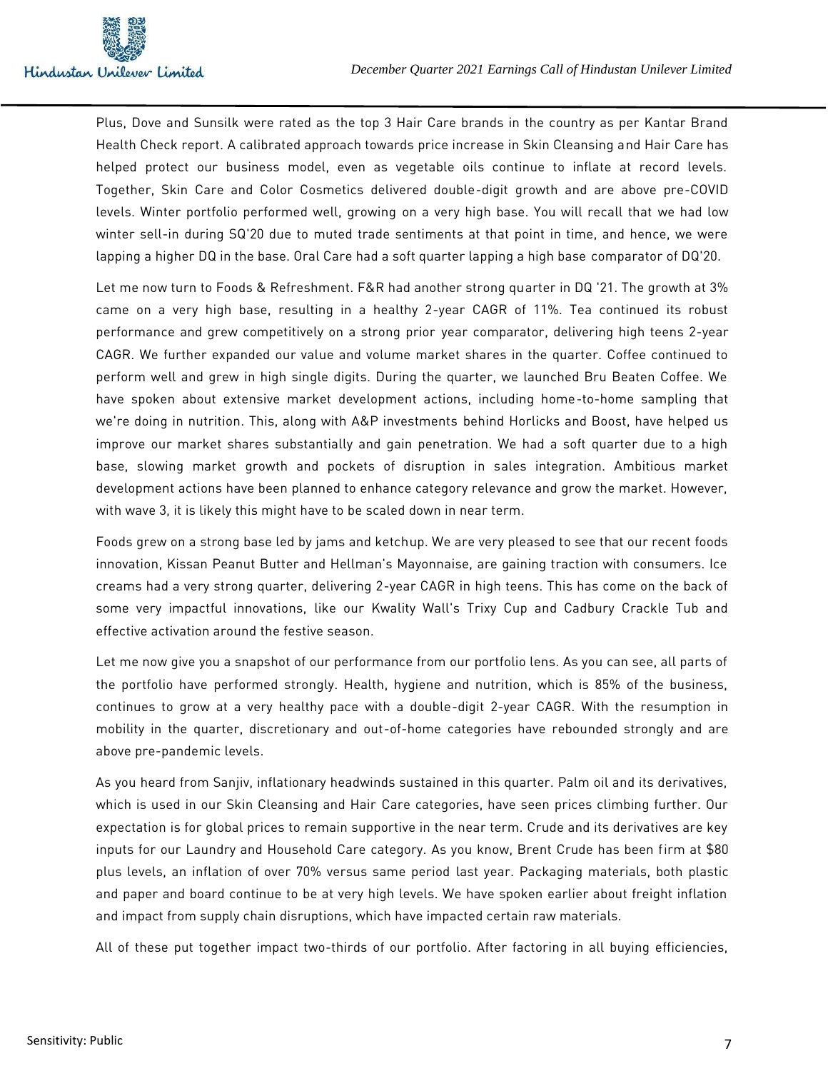Plus, Dove and Sunsilk were rated as the top 3 Hair Care brands in the country as per Kantar Brand Health Check report. A calibrated approach towards price increase in Skin Cleansing and Hair Care has helped protect our business model, even as vegetable oils continue to inflate at record levels. Together, Skin Care and Color Cosmetics delivered double-digit growth and are above pre-COVID levels. Winter portfolio performed well, growing on a very high base. You will recall that we had low winter sell-in during SQ'20 due to muted trade sentiments at that point in time, and hence, we were lapping a higher DQ in the base. Oral Care had a soft quarter lapping a high base comparator of DQ'20.

Let me now turn to Foods & Refreshment. F&R had another strong quarter in DQ '21. The growth at 3% came on a very high base, resulting in a healthy 2-year CAGR of 11%. Tea continued its robust performance and grew competitively on a strong prior year comparator, delivering high teens 2-year CAGR. We further expanded our value and volume market shares in the quarter. Coffee continued to perform well and grew in high single digits. During the quarter, we launched Bru Beaten Coffee. We have spoken about extensive market development actions, including home-to-home sampling that we're doing in nutrition. This, along with A&P investments behind Horlicks and Boost, have helped us improve our market shares substantially and gain penetration. We had a soft quarter due to a high base, slowing market growth and pockets of disruption in sales integration. Ambitious market development actions have been planned to enhance category relevance and grow the market. However, with wave 3, it is likely this might have to be scaled down in near term.

Foods grew on a strong base led by jams and ketchup. We are very pleased to see that our recent foods innovation, Kissan Peanut Butter and Hellman's Mayonnaise, are gaining traction with consumers. Ice creams had a very strong quarter, delivering 2-year CAGR in high teens. This has come on the back of some very impactful innovations, like our Kwality Wall's Trixy Cup and Cadbury Crackle Tub and effective activation around the festive season.

Let me now give you a snapshot of our performance from our portfolio lens. As you can see, all parts of the portfolio have performed strongly. Health, hygiene and nutrition, which is 85% of the business, continues to grow at a very healthy pace with a double-digit 2-year CAGR. With the resumption in mobility in the quarter, discretionary and out-of-home categories have rebounded strongly and are above pre-pandemic levels.

As you heard from Sanjiv, inflationary headwinds sustained in this quarter. Palm oil and its derivatives, which is used in our Skin Cleansing and Hair Care categories, have seen prices climbing further. Our expectation is for global prices to remain supportive in the near term. Crude and its derivatives are key inputs for our Laundry and Household Care category. As you know, Brent Crude has been firm at $80 plus levels, an inflation of over 70% versus same period last year. Packaging materials, both plastic and paper and board continue to be at very high levels. We have spoken earlier about freight inflation and impact from supply chain disruptions, which have impacted certain raw materials.

All of these put together impact two-thirds of our portfolio. After factoring in all buying efficiencies,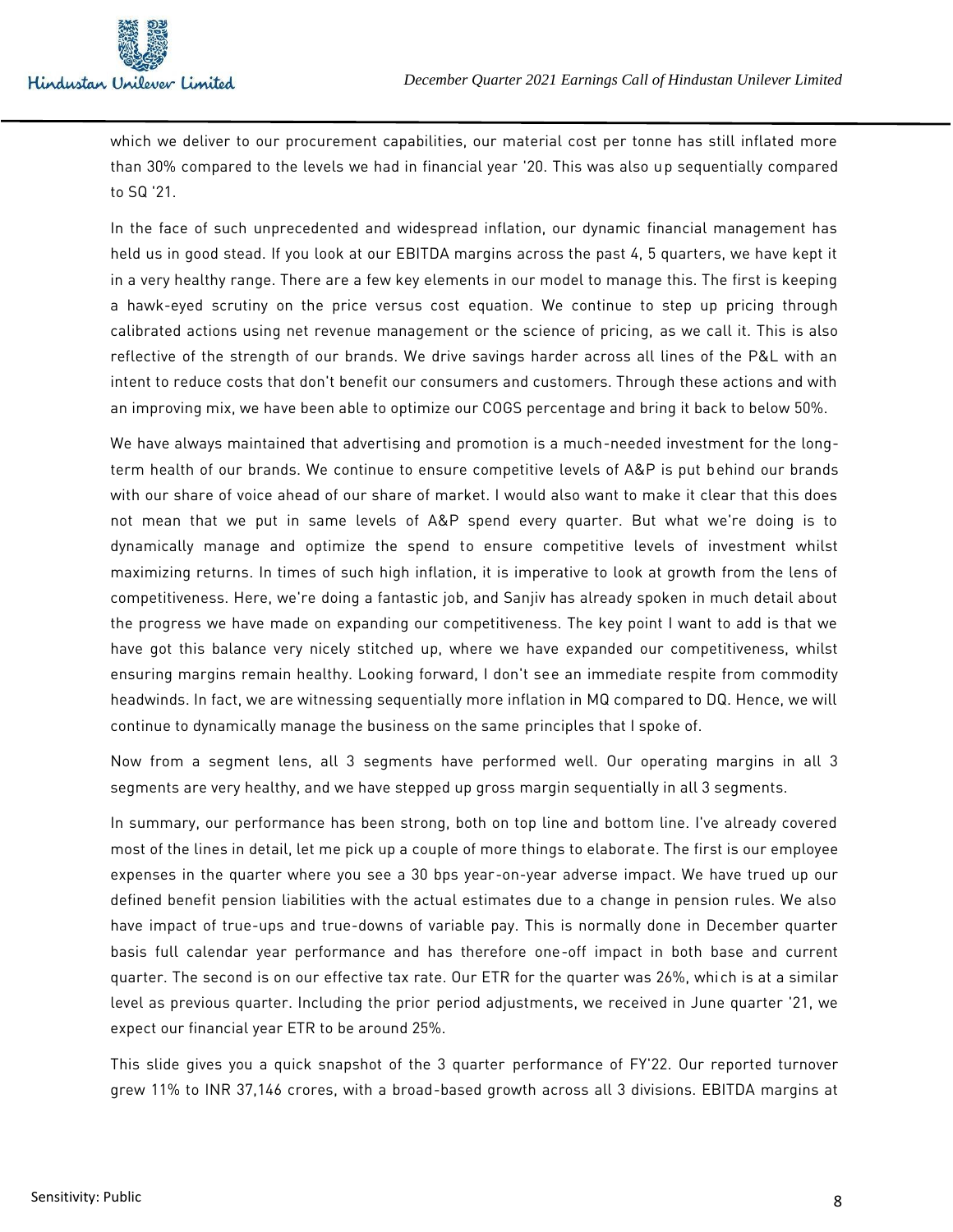which we deliver to our procurement capabilities, our material cost per tonne has still inflated more than 30% compared to the levels we had in financial year '20. This was also up sequentially compared to SQ '21.

In the face of such unprecedented and widespread inflation, our dynamic financial management has held us in good stead. If you look at our EBITDA margins across the past 4, 5 quarters, we have kept it in a very healthy range. There are a few key elements in our model to manage this. The first is keeping a hawk-eyed scrutiny on the price versus cost equation. We continue to step up pricing through calibrated actions using net revenue management or the science of pricing, as we call it. This is also reflective of the strength of our brands. We drive savings harder across all lines of the P&L with an intent to reduce costs that don't benefit our consumers and customers. Through these actions and with an improving mix, we have been able to optimize our COGS percentage and bring it back to below 50%.

We have always maintained that advertising and promotion is a much-needed investment for the long-term health of our brands. We continue to ensure competitive levels of A&P is put behind our brands with our share of voice ahead of our share of market. I would also want to make it clear that this does not mean that we put in same levels of A&P spend every quarter. But what we're doing is to dynamically manage and optimize the spend to ensure competitive levels of investment whilst maximizing returns. In times of such high inflation, it is imperative to look at growth from the lens of competitiveness. Here, we're doing a fantastic job, and Sanjiv has already spoken in much detail about the progress we have made on expanding our competitiveness. The key point I want to add is that we have got this balance very nicely stitched up, where we have expanded our competitiveness, whilst ensuring margins remain healthy. Looking forward, I don't see an immediate respite from commodity headwinds. In fact, we are witnessing sequentially more inflation in MQ compared to DQ. Hence, we will continue to dynamically manage the business on the same principles that I spoke of.

Now from a segment lens, all 3 segments have performed well. Our operating margins in all 3 segments are very healthy, and we have stepped up gross margin sequentially in all 3 segments.

In summary, our performance has been strong, both on top line and bottom line. I've already covered most of the lines in detail, let me pick up a couple of more things to elaborate. The first is our employee expenses in the quarter where you see a 30 bps year-on-year adverse impact. We have trued up our defined benefit pension liabilities with the actual estimates due to a change in pension rules. We also have impact of true-ups and true-downs of variable pay. This is normally done in December quarter basis full calendar year performance and has therefore one-off impact in both base and current quarter. The second is on our effective tax rate. Our ETR for the quarter was 26%, which is at a similar level as previous quarter. Including the prior period adjustments, we received in June quarter '21, we expect our financial year ETR to be around 25%.

This slide gives you a quick snapshot of the 3 quarter performance of FY'22. Our reported turnover grew 11% to INR 37,146 crores, with a broad-based growth across all 3 divisions. EBITDA margins at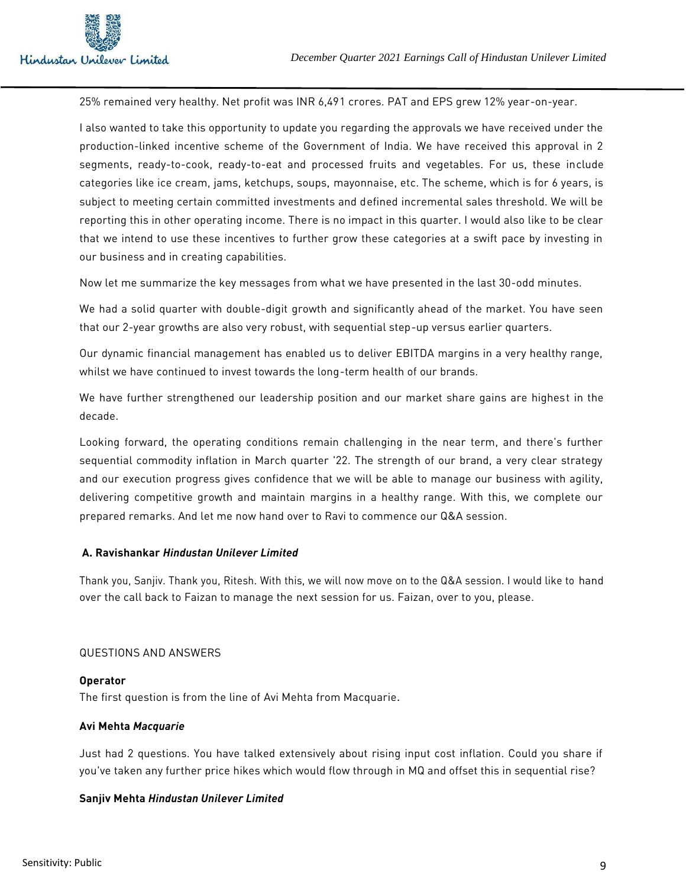25% remained very healthy. Net profit was INR 6,491 crores. PAT and EPS grew 12% year-on-year.

I also wanted to take this opportunity to update you regarding the approvals we have received under the production-linked incentive scheme of the Government of India. We have received this approval in 2 segments, ready-to-cook, ready-to-eat and processed fruits and vegetables. For us, these include categories like ice cream, jams, ketchups, soups, mayonnaise, etc. The scheme, which is for 6 years, is subject to meeting certain committed investments and defined incremental sales threshold. We will be reporting this in other operating income. There is no impact in this quarter. I would also like to be clear that we intend to use these incentives to further grow these categories at a swift pace by investing in our business and in creating capabilities.

Now let me summarize the key messages from what we have presented in the last 30-odd minutes.

We had a solid quarter with double-digit growth and significantly ahead of the market. You have seen that our 2-year growths are also very robust, with sequential step-up versus earlier quarters.

Our dynamic financial management has enabled us to deliver EBITDA margins in a very healthy range, whilst we have continued to invest towards the long-term health of our brands.

We have further strengthened our leadership position and our market share gains are highest in the decade.

Looking forward, the operating conditions remain challenging in the near term, and there's further sequential commodity inflation in March quarter '22. The strength of our brand, a very clear strategy and our execution progress gives confidence that we will be able to manage our business with agility, delivering competitive growth and maintain margins in a healthy range. With this, we complete our prepared remarks. And let me now hand over to Ravi to commence our Q&A session.

**A. Ravishankar *Hindustan Unilever Limited***

Thank you, Sanjiv. Thank you, Ritesh. With this, we will now move on to the Q&A session. I would like to hand over the call back to Faizan to manage the next session for us. Faizan, over to you, please.

QUESTIONS AND ANSWERS

**Operator**
The first question is from the line of Avi Mehta from Macquarie.

**Avi Mehta *Macquarie***

Just had 2 questions. You have talked extensively about rising input cost inflation. Could you share if you've taken any further price hikes which would flow through in MQ and offset this in sequential rise?

**Sanjiv Mehta *Hindustan Unilever Limited***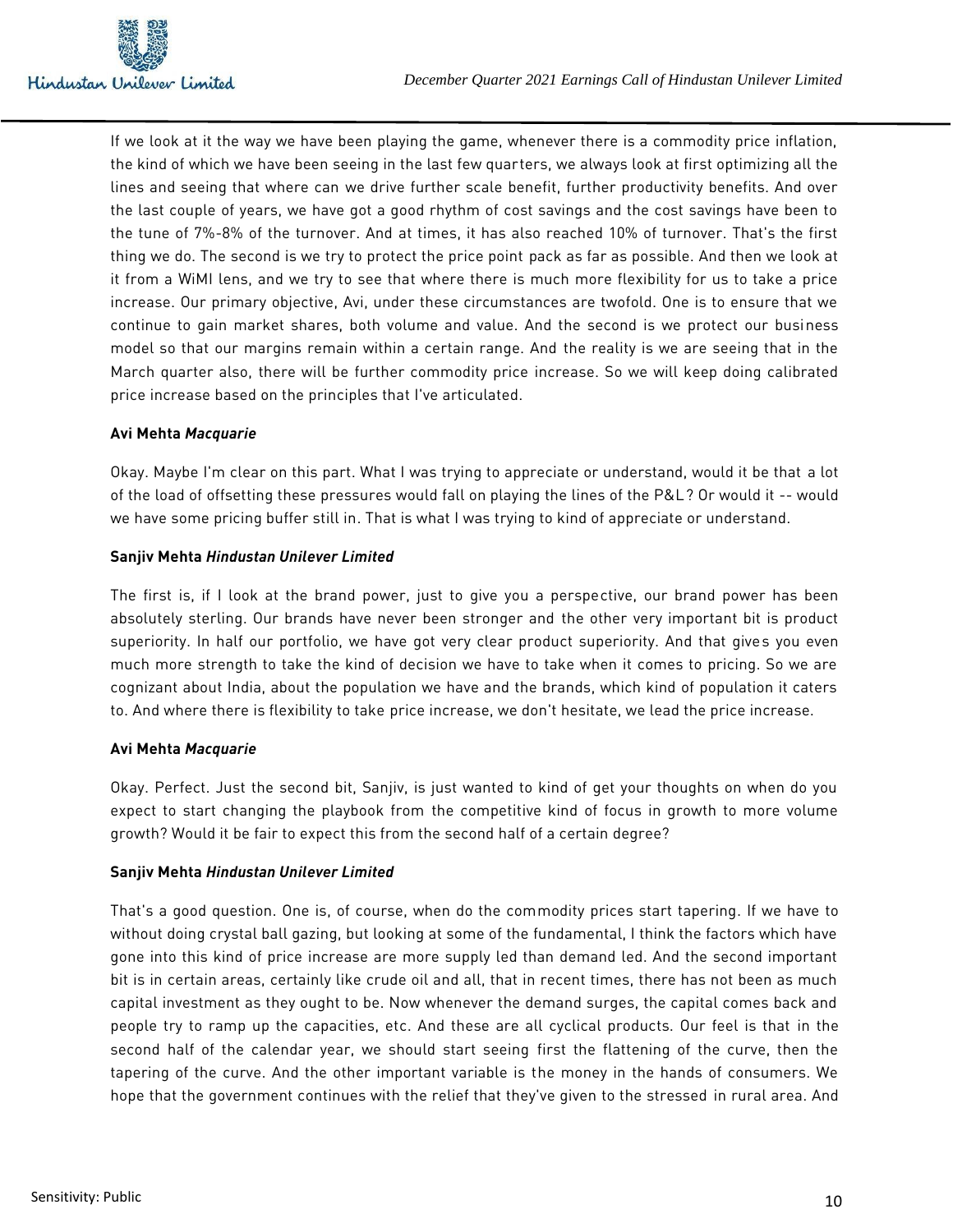If we look at it the way we have been playing the game, whenever there is a commodity price inflation, the kind of which we have been seeing in the last few quarters, we always look at first optimizing all the lines and seeing that where can we drive further scale benefit, further productivity benefits. And over the last couple of years, we have got a good rhythm of cost savings and the cost savings have been to the tune of 7%-8% of the turnover. And at times, it has also reached 10% of turnover. That's the first thing we do. The second is we try to protect the price point pack as far as possible. And then we look at it from a WiMI lens, and we try to see that where there is much more flexibility for us to take a price increase. Our primary objective, Avi, under these circumstances are twofold. One is to ensure that we continue to gain market shares, both volume and value. And the second is we protect our business model so that our margins remain within a certain range. And the reality is we are seeing that in the March quarter also, there will be further commodity price increase. So we will keep doing calibrated price increase based on the principles that I've articulated.

**Avi Mehta *Macquarie***

Okay. Maybe I'm clear on this part. What I was trying to appreciate or understand, would it be that a lot of the load of offsetting these pressures would fall on playing the lines of the P&L? Or would it -- would we have some pricing buffer still in. That is what I was trying to kind of appreciate or understand.

**Sanjiv Mehta *Hindustan Unilever Limited***

The first is, if I look at the brand power, just to give you a perspective, our brand power has been absolutely sterling. Our brands have never been stronger and the other very important bit is product superiority. In half our portfolio, we have got very clear product superiority. And that gives you even much more strength to take the kind of decision we have to take when it comes to pricing. So we are cognizant about India, about the population we have and the brands, which kind of population it caters to. And where there is flexibility to take price increase, we don't hesitate, we lead the price increase.

**Avi Mehta *Macquarie***

Okay. Perfect. Just the second bit, Sanjiv, is just wanted to kind of get your thoughts on when do you expect to start changing the playbook from the competitive kind of focus in growth to more volume growth? Would it be fair to expect this from the second half of a certain degree?

**Sanjiv Mehta *Hindustan Unilever Limited***

That's a good question. One is, of course, when do the commodity prices start tapering. If we have to without doing crystal ball gazing, but looking at some of the fundamental, I think the factors which have gone into this kind of price increase are more supply led than demand led. And the second important bit is in certain areas, certainly like crude oil and all, that in recent times, there has not been as much capital investment as they ought to be. Now whenever the demand surges, the capital comes back and people try to ramp up the capacities, etc. And these are all cyclical products. Our feel is that in the second half of the calendar year, we should start seeing first the flattening of the curve, then the tapering of the curve. And the other important variable is the money in the hands of consumers. We hope that the government continues with the relief that they've given to the stressed in rural area. And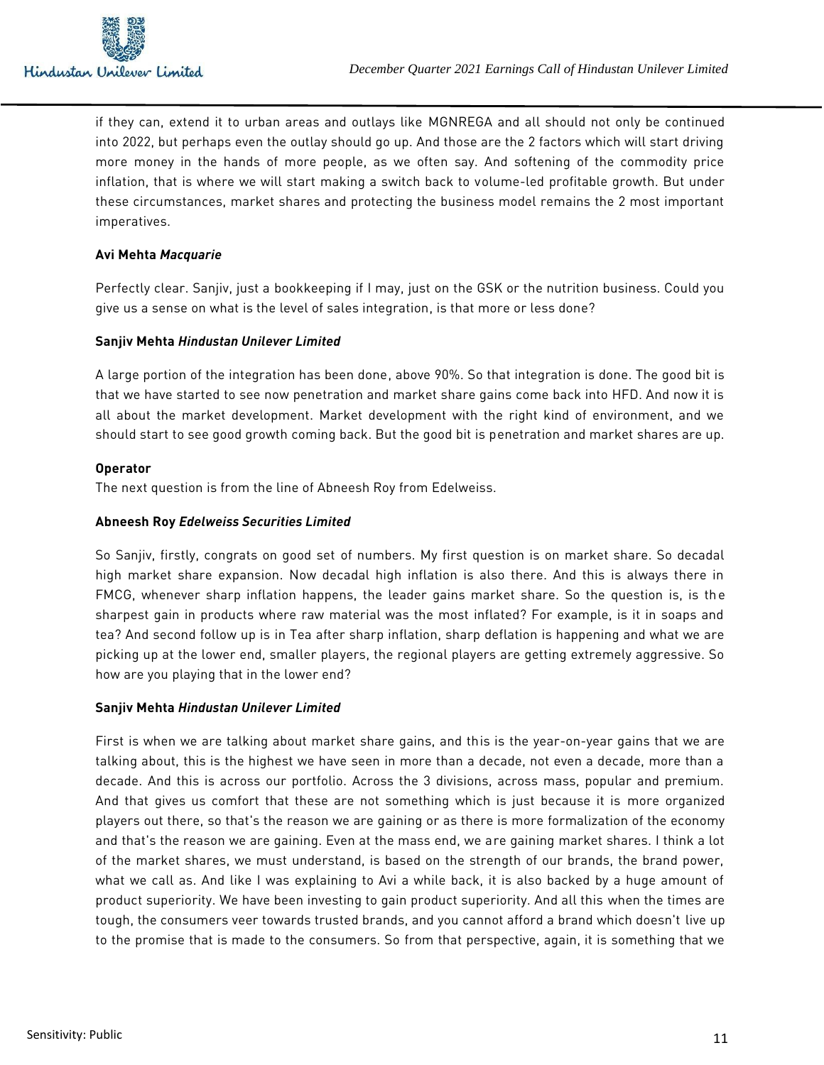if they can, extend it to urban areas and outlays like MGNREGA and all should not only be continued into 2022, but perhaps even the outlay should go up. And those are the 2 factors which will start driving more money in the hands of more people, as we often say. And softening of the commodity price inflation, that is where we will start making a switch back to volume-led profitable growth. But under these circumstances, market shares and protecting the business model remains the 2 most important imperatives.

**Avi Mehta *Macquarie***

Perfectly clear. Sanjiv, just a bookkeeping if I may, just on the GSK or the nutrition business. Could you give us a sense on what is the level of sales integration, is that more or less done?

**Sanjiv Mehta *Hindustan Unilever Limited***

A large portion of the integration has been done, above 90%. So that integration is done. The good bit is that we have started to see now penetration and market share gains come back into HFD. And now it is all about the market development. Market development with the right kind of environment, and we should start to see good growth coming back. But the good bit is penetration and market shares are up.

**Operator**

The next question is from the line of Abneesh Roy from Edelweiss.

**Abneesh Roy *Edelweiss Securities Limited***

So Sanjiv, firstly, congrats on good set of numbers. My first question is on market share. So decadal high market share expansion. Now decadal high inflation is also there. And this is always there in FMCG, whenever sharp inflation happens, the leader gains market share. So the question is, is the sharpest gain in products where raw material was the most inflated? For example, is it in soaps and tea? And second follow up is in Tea after sharp inflation, sharp deflation is happening and what we are picking up at the lower end, smaller players, the regional players are getting extremely aggressive. So how are you playing that in the lower end?

**Sanjiv Mehta *Hindustan Unilever Limited***

First is when we are talking about market share gains, and this is the year-on-year gains that we are talking about, this is the highest we have seen in more than a decade, not even a decade, more than a decade. And this is across our portfolio. Across the 3 divisions, across mass, popular and premium. And that gives us comfort that these are not something which is just because it is more organized players out there, so that's the reason we are gaining or as there is more formalization of the economy and that's the reason we are gaining. Even at the mass end, we are gaining market shares. I think a lot of the market shares, we must understand, is based on the strength of our brands, the brand power, what we call as. And like I was explaining to Avi a while back, it is also backed by a huge amount of product superiority. We have been investing to gain product superiority. And all this when the times are tough, the consumers veer towards trusted brands, and you cannot afford a brand which doesn't live up to the promise that is made to the consumers. So from that perspective, again, it is something that we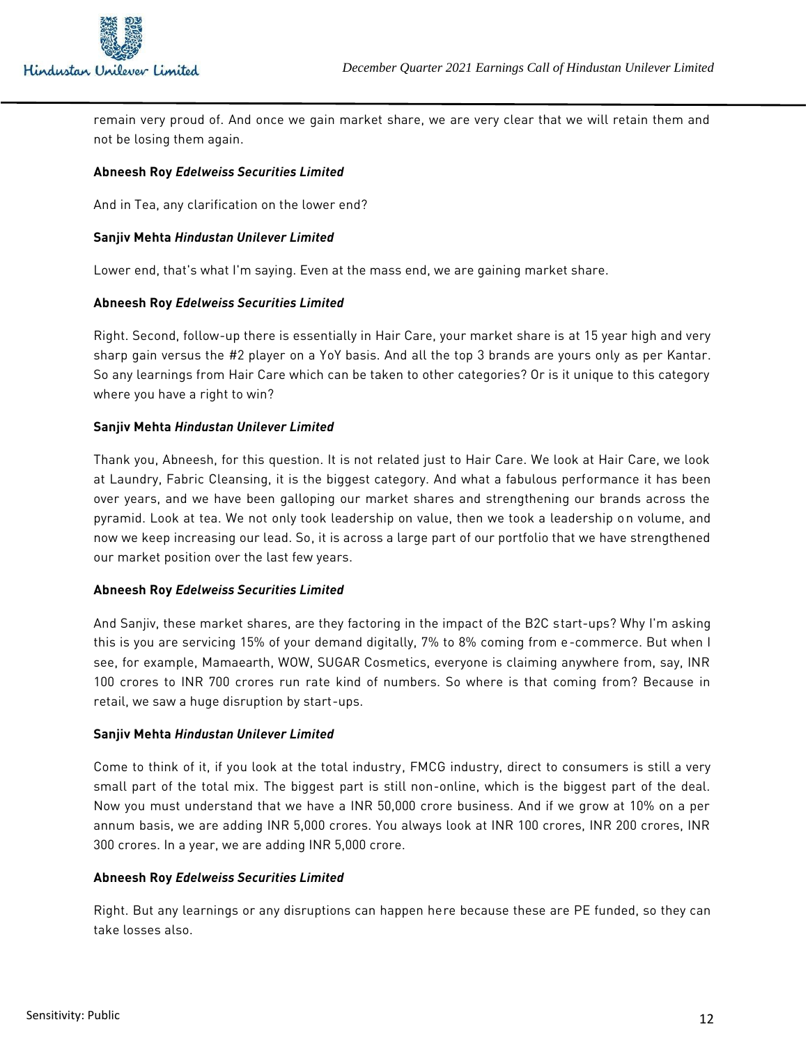remain very proud of. And once we gain market share, we are very clear that we will retain them and not be losing them again.

**Abneesh Roy *Edelweiss Securities Limited***

And in Tea, any clarification on the lower end?

**Sanjiv Mehta *Hindustan Unilever Limited***

Lower end, that's what I'm saying. Even at the mass end, we are gaining market share.

**Abneesh Roy *Edelweiss Securities Limited***

Right. Second, follow-up there is essentially in Hair Care, your market share is at 15 year high and very sharp gain versus the #2 player on a YoY basis. And all the top 3 brands are yours only as per Kantar. So any learnings from Hair Care which can be taken to other categories? Or is it unique to this category where you have a right to win?

**Sanjiv Mehta *Hindustan Unilever Limited***

Thank you, Abneesh, for this question. It is not related just to Hair Care. We look at Hair Care, we look at Laundry, Fabric Cleansing, it is the biggest category. And what a fabulous performance it has been over years, and we have been galloping our market shares and strengthening our brands across the pyramid. Look at tea. We not only took leadership on value, then we took a leadership on volume, and now we keep increasing our lead. So, it is across a large part of our portfolio that we have strengthened our market position over the last few years.

**Abneesh Roy *Edelweiss Securities Limited***

And Sanjiv, these market shares, are they factoring in the impact of the B2C start-ups? Why I'm asking this is you are servicing 15% of your demand digitally, 7% to 8% coming from e-commerce. But when I see, for example, Mamaearth, WOW, SUGAR Cosmetics, everyone is claiming anywhere from, say, INR 100 crores to INR 700 crores run rate kind of numbers. So where is that coming from? Because in retail, we saw a huge disruption by start-ups.

**Sanjiv Mehta *Hindustan Unilever Limited***

Come to think of it, if you look at the total industry, FMCG industry, direct to consumers is still a very small part of the total mix. The biggest part is still non-online, which is the biggest part of the deal. Now you must understand that we have a INR 50,000 crore business. And if we grow at 10% on a per annum basis, we are adding INR 5,000 crores. You always look at INR 100 crores, INR 200 crores, INR 300 crores. In a year, we are adding INR 5,000 crore.

**Abneesh Roy *Edelweiss Securities Limited***

Right. But any learnings or any disruptions can happen here because these are PE funded, so they can take losses also.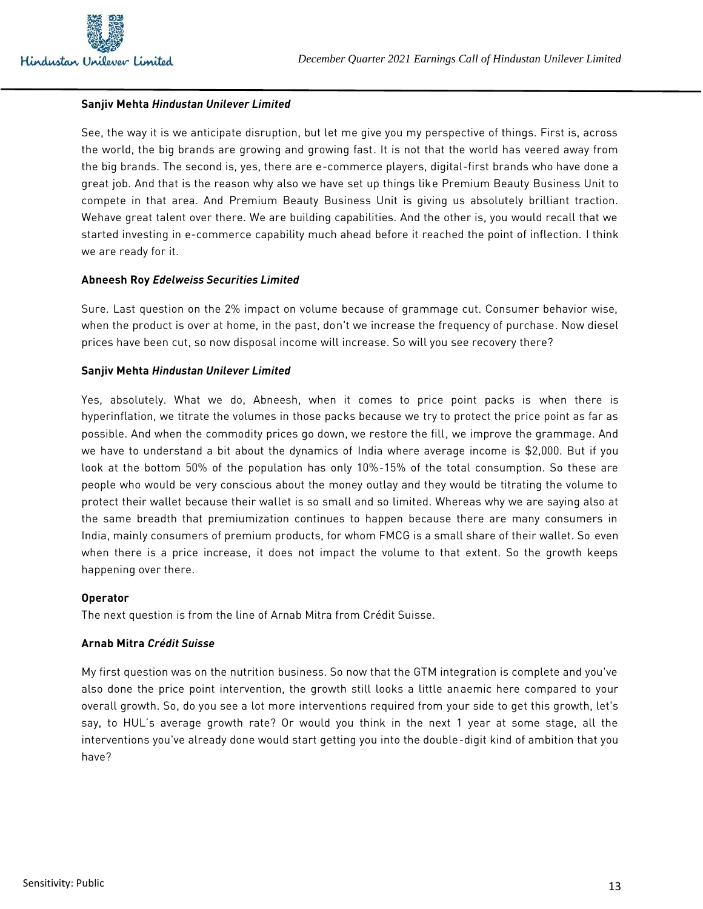**Sanjiv Mehta** ***Hindustan Unilever Limited***

See, the way it is we anticipate disruption, but let me give you my perspective of things. First is, across the world, the big brands are growing and growing fast. It is not that the world has veered away from the big brands. The second is, yes, there are e-commerce players, digital-first brands who have done a great job. And that is the reason why also we have set up things like Premium Beauty Business Unit to compete in that area. And Premium Beauty Business Unit is giving us absolutely brilliant traction. Wehave great talent over there. We are building capabilities. And the other is, you would recall that we started investing in e-commerce capability much ahead before it reached the point of inflection. I think we are ready for it.

**Abneesh Roy** ***Edelweiss Securities Limited***

Sure. Last question on the 2% impact on volume because of grammage cut. Consumer behavior wise, when the product is over at home, in the past, don't we increase the frequency of purchase. Now diesel prices have been cut, so now disposal income will increase. So will you see recovery there?

**Sanjiv Mehta** ***Hindustan Unilever Limited***

Yes, absolutely. What we do, Abneesh, when it comes to price point packs is when there is hyperinflation, we titrate the volumes in those packs because we try to protect the price point as far as possible. And when the commodity prices go down, we restore the fill, we improve the grammage. And we have to understand a bit about the dynamics of India where average income is $2,000. But if you look at the bottom 50% of the population has only 10%-15% of the total consumption. So these are people who would be very conscious about the money outlay and they would be titrating the volume to protect their wallet because their wallet is so small and so limited. Whereas why we are saying also at the same breadth that premiumization continues to happen because there are many consumers in India, mainly consumers of premium products, for whom FMCG is a small share of their wallet. So even when there is a price increase, it does not impact the volume to that extent. So the growth keeps happening over there.

**Operator**

The next question is from the line of Arnab Mitra from Crédit Suisse.

**Arnab Mitra** ***Crédit Suisse***

My first question was on the nutrition business. So now that the GTM integration is complete and you've also done the price point intervention, the growth still looks a little anaemic here compared to your overall growth. So, do you see a lot more interventions required from your side to get this growth, let's say, to HUL's average growth rate? Or would you think in the next 1 year at some stage, all the interventions you've already done would start getting you into the double-digit kind of ambition that you have?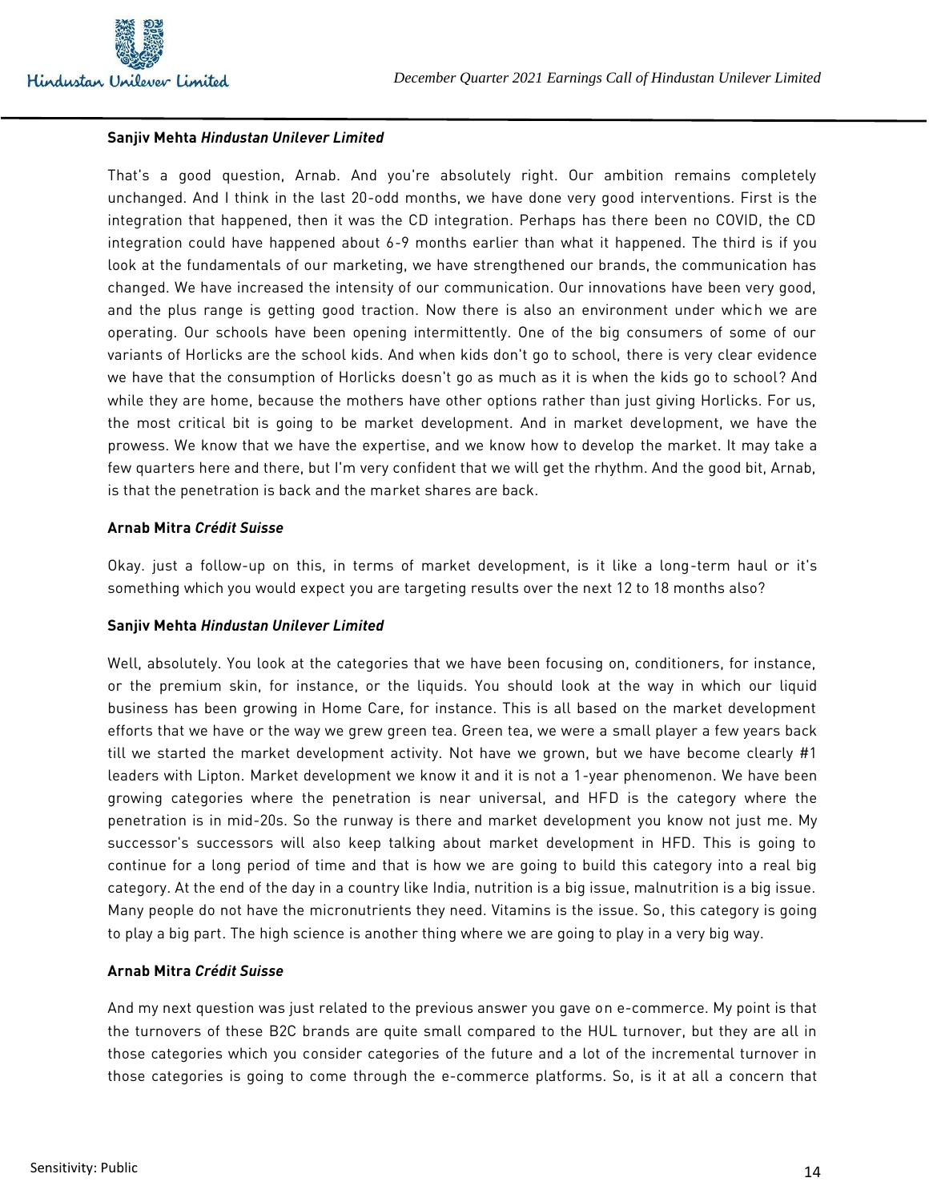**Sanjiv Mehta** ***Hindustan Unilever Limited***

That's a good question, Arnab. And you're absolutely right. Our ambition remains completely unchanged. And I think in the last 20-odd months, we have done very good interventions. First is the integration that happened, then it was the CD integration. Perhaps has there been no COVID, the CD integration could have happened about 6-9 months earlier than what it happened. The third is if you look at the fundamentals of our marketing, we have strengthened our brands, the communication has changed. We have increased the intensity of our communication. Our innovations have been very good, and the plus range is getting good traction. Now there is also an environment under which we are operating. Our schools have been opening intermittently. One of the big consumers of some of our variants of Horlicks are the school kids. And when kids don't go to school, there is very clear evidence we have that the consumption of Horlicks doesn't go as much as it is when the kids go to school? And while they are home, because the mothers have other options rather than just giving Horlicks. For us, the most critical bit is going to be market development. And in market development, we have the prowess. We know that we have the expertise, and we know how to develop the market. It may take a few quarters here and there, but I'm very confident that we will get the rhythm. And the good bit, Arnab, is that the penetration is back and the market shares are back.

**Arnab Mitra** ***Crédit Suisse***

Okay. just a follow-up on this, in terms of market development, is it like a long-term haul or it's something which you would expect you are targeting results over the next 12 to 18 months also?

**Sanjiv Mehta** ***Hindustan Unilever Limited***

Well, absolutely. You look at the categories that we have been focusing on, conditioners, for instance, or the premium skin, for instance, or the liquids. You should look at the way in which our liquid business has been growing in Home Care, for instance. This is all based on the market development efforts that we have or the way we grew green tea. Green tea, we were a small player a few years back till we started the market development activity. Not have we grown, but we have become clearly #1 leaders with Lipton. Market development we know it and it is not a 1-year phenomenon. We have been growing categories where the penetration is near universal, and HFD is the category where the penetration is in mid-20s. So the runway is there and market development you know not just me. My successor's successors will also keep talking about market development in HFD. This is going to continue for a long period of time and that is how we are going to build this category into a real big category. At the end of the day in a country like India, nutrition is a big issue, malnutrition is a big issue. Many people do not have the micronutrients they need. Vitamins is the issue. So, this category is going to play a big part. The high science is another thing where we are going to play in a very big way.

**Arnab Mitra** ***Crédit Suisse***

And my next question was just related to the previous answer you gave on e-commerce. My point is that the turnovers of these B2C brands are quite small compared to the HUL turnover, but they are all in those categories which you consider categories of the future and a lot of the incremental turnover in those categories is going to come through the e-commerce platforms. So, is it at all a concern that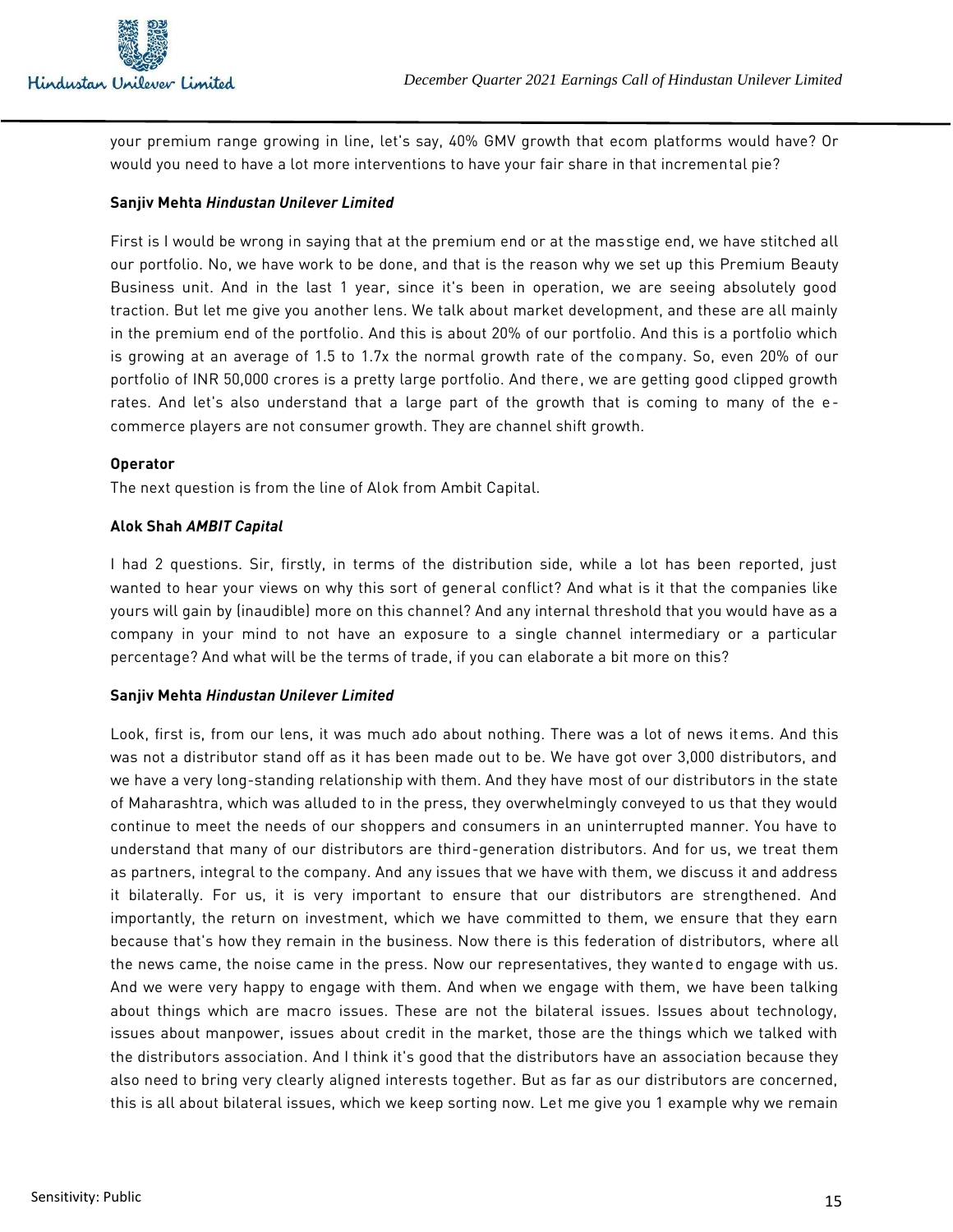your premium range growing in line, let's say, 40% GMV growth that ecom platforms would have? Or would you need to have a lot more interventions to have your fair share in that incremental pie?

**Sanjiv Mehta** ***Hindustan Unilever Limited***

First is I would be wrong in saying that at the premium end or at the masstige end, we have stitched all our portfolio. No, we have work to be done, and that is the reason why we set up this Premium Beauty Business unit. And in the last 1 year, since it's been in operation, we are seeing absolutely good traction. But let me give you another lens. We talk about market development, and these are all mainly in the premium end of the portfolio. And this is about 20% of our portfolio. And this is a portfolio which is growing at an average of 1.5 to 1.7x the normal growth rate of the company. So, even 20% of our portfolio of INR 50,000 crores is a pretty large portfolio. And there, we are getting good clipped growth rates. And let's also understand that a large part of the growth that is coming to many of the e-commerce players are not consumer growth. They are channel shift growth.

**Operator**

The next question is from the line of Alok from Ambit Capital.

**Alok Shah** ***AMBIT Capital***

I had 2 questions. Sir, firstly, in terms of the distribution side, while a lot has been reported, just wanted to hear your views on why this sort of general conflict? And what is it that the companies like yours will gain by (inaudible) more on this channel? And any internal threshold that you would have as a company in your mind to not have an exposure to a single channel intermediary or a particular percentage? And what will be the terms of trade, if you can elaborate a bit more on this?

**Sanjiv Mehta** ***Hindustan Unilever Limited***

Look, first is, from our lens, it was much ado about nothing. There was a lot of news items. And this was not a distributor stand off as it has been made out to be. We have got over 3,000 distributors, and we have a very long-standing relationship with them. And they have most of our distributors in the state of Maharashtra, which was alluded to in the press, they overwhelmingly conveyed to us that they would continue to meet the needs of our shoppers and consumers in an uninterrupted manner. You have to understand that many of our distributors are third-generation distributors. And for us, we treat them as partners, integral to the company. And any issues that we have with them, we discuss it and address it bilaterally. For us, it is very important to ensure that our distributors are strengthened. And importantly, the return on investment, which we have committed to them, we ensure that they earn because that's how they remain in the business. Now there is this federation of distributors, where all the news came, the noise came in the press. Now our representatives, they wanted to engage with us. And we were very happy to engage with them. And when we engage with them, we have been talking about things which are macro issues. These are not the bilateral issues. Issues about technology, issues about manpower, issues about credit in the market, those are the things which we talked with the distributors association. And I think it's good that the distributors have an association because they also need to bring very clearly aligned interests together. But as far as our distributors are concerned, this is all about bilateral issues, which we keep sorting now. Let me give you 1 example why we remain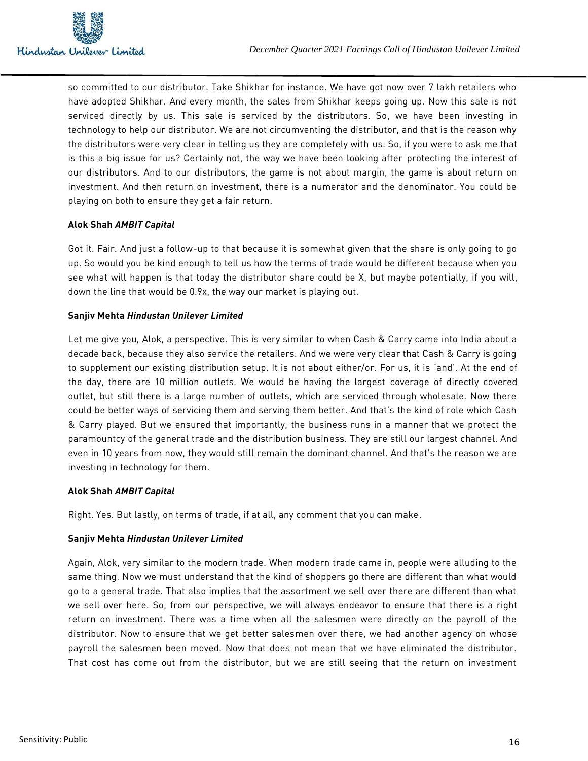so committed to our distributor. Take Shikhar for instance. We have got now over 7 lakh retailers who have adopted Shikhar. And every month, the sales from Shikhar keeps going up. Now this sale is not serviced directly by us. This sale is serviced by the distributors. So, we have been investing in technology to help our distributor. We are not circumventing the distributor, and that is the reason why the distributors were very clear in telling us they are completely with us. So, if you were to ask me that is this a big issue for us? Certainly not, the way we have been looking after protecting the interest of our distributors. And to our distributors, the game is not about margin, the game is about return on investment. And then return on investment, there is a numerator and the denominator. You could be playing on both to ensure they get a fair return.

**Alok Shah *AMBIT Capital***

Got it. Fair. And just a follow-up to that because it is somewhat given that the share is only going to go up. So would you be kind enough to tell us how the terms of trade would be different because when you see what will happen is that today the distributor share could be X, but maybe potentially, if you will, down the line that would be 0.9x, the way our market is playing out.

**Sanjiv Mehta *Hindustan Unilever Limited***

Let me give you, Alok, a perspective. This is very similar to when Cash & Carry came into India about a decade back, because they also service the retailers. And we were very clear that Cash & Carry is going to supplement our existing distribution setup. It is not about either/or. For us, it is 'and'. At the end of the day, there are 10 million outlets. We would be having the largest coverage of directly covered outlet, but still there is a large number of outlets, which are serviced through wholesale. Now there could be better ways of servicing them and serving them better. And that's the kind of role which Cash & Carry played. But we ensured that importantly, the business runs in a manner that we protect the paramountcy of the general trade and the distribution business. They are still our largest channel. And even in 10 years from now, they would still remain the dominant channel. And that's the reason we are investing in technology for them.

**Alok Shah *AMBIT Capital***

Right. Yes. But lastly, on terms of trade, if at all, any comment that you can make.

**Sanjiv Mehta *Hindustan Unilever Limited***

Again, Alok, very similar to the modern trade. When modern trade came in, people were alluding to the same thing. Now we must understand that the kind of shoppers go there are different than what would go to a general trade. That also implies that the assortment we sell over there are different than what we sell over here. So, from our perspective, we will always endeavor to ensure that there is a right return on investment. There was a time when all the salesmen were directly on the payroll of the distributor. Now to ensure that we get better salesmen over there, we had another agency on whose payroll the salesmen been moved. Now that does not mean that we have eliminated the distributor. That cost has come out from the distributor, but we are still seeing that the return on investment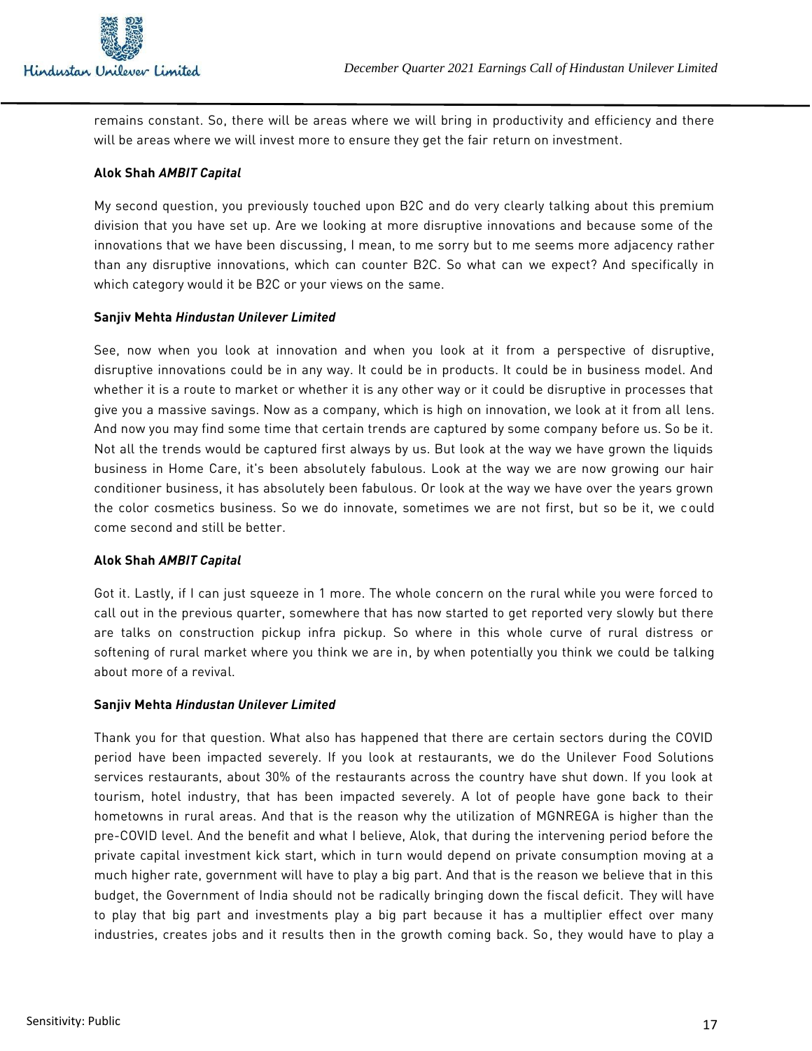remains constant. So, there will be areas where we will bring in productivity and efficiency and there will be areas where we will invest more to ensure they get the fair return on investment.

**Alok Shah *AMBIT Capital***

My second question, you previously touched upon B2C and do very clearly talking about this premium division that you have set up. Are we looking at more disruptive innovations and because some of the innovations that we have been discussing, I mean, to me sorry but to me seems more adjacency rather than any disruptive innovations, which can counter B2C. So what can we expect? And specifically in which category would it be B2C or your views on the same.

**Sanjiv Mehta *Hindustan Unilever Limited***

See, now when you look at innovation and when you look at it from a perspective of disruptive, disruptive innovations could be in any way. It could be in products. It could be in business model. And whether it is a route to market or whether it is any other way or it could be disruptive in processes that give you a massive savings. Now as a company, which is high on innovation, we look at it from all lens. And now you may find some time that certain trends are captured by some company before us. So be it. Not all the trends would be captured first always by us. But look at the way we have grown the liquids business in Home Care, it's been absolutely fabulous. Look at the way we are now growing our hair conditioner business, it has absolutely been fabulous. Or look at the way we have over the years grown the color cosmetics business. So we do innovate, sometimes we are not first, but so be it, we could come second and still be better.

**Alok Shah *AMBIT Capital***

Got it. Lastly, if I can just squeeze in 1 more. The whole concern on the rural while you were forced to call out in the previous quarter, somewhere that has now started to get reported very slowly but there are talks on construction pickup infra pickup. So where in this whole curve of rural distress or softening of rural market where you think we are in, by when potentially you think we could be talking about more of a revival.

**Sanjiv Mehta *Hindustan Unilever Limited***

Thank you for that question. What also has happened that there are certain sectors during the COVID period have been impacted severely. If you look at restaurants, we do the Unilever Food Solutions services restaurants, about 30% of the restaurants across the country have shut down. If you look at tourism, hotel industry, that has been impacted severely. A lot of people have gone back to their hometowns in rural areas. And that is the reason why the utilization of MGNREGA is higher than the pre-COVID level. And the benefit and what I believe, Alok, that during the intervening period before the private capital investment kick start, which in turn would depend on private consumption moving at a much higher rate, government will have to play a big part. And that is the reason we believe that in this budget, the Government of India should not be radically bringing down the fiscal deficit. They will have to play that big part and investments play a big part because it has a multiplier effect over many industries, creates jobs and it results then in the growth coming back. So, they would have to play a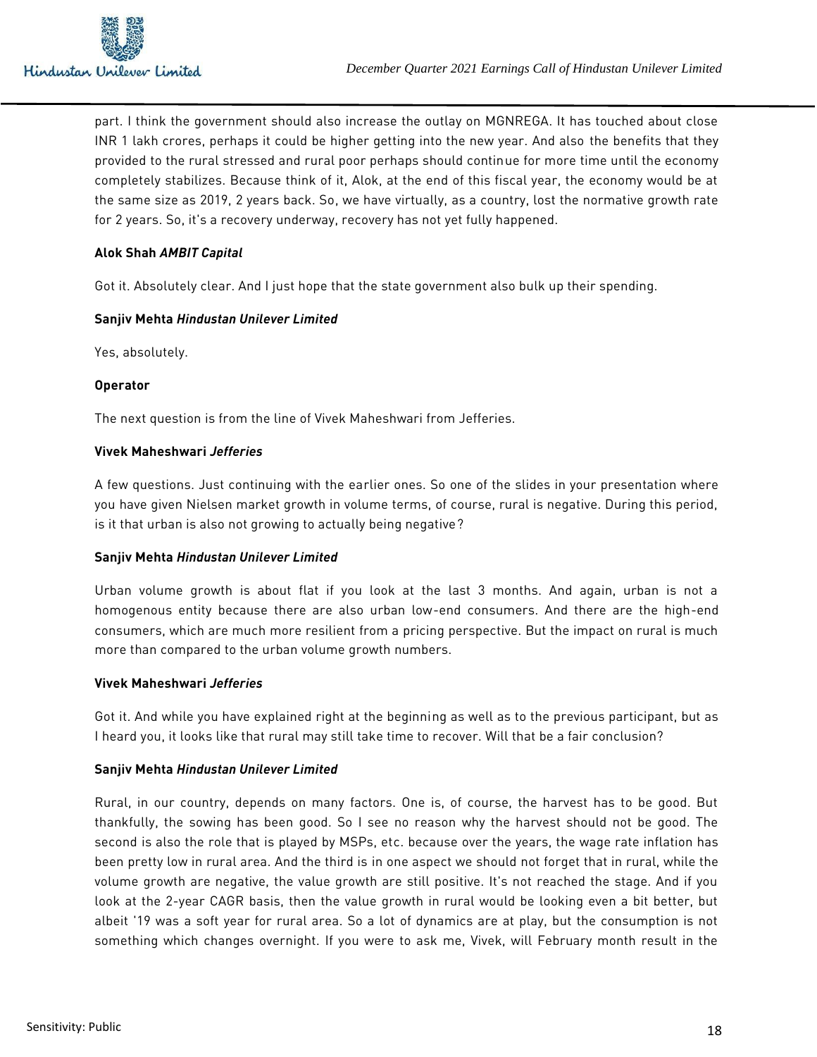part. I think the government should also increase the outlay on MGNREGA. It has touched about close INR 1 lakh crores, perhaps it could be higher getting into the new year. And also the benefits that they provided to the rural stressed and rural poor perhaps should continue for more time until the economy completely stabilizes. Because think of it, Alok, at the end of this fiscal year, the economy would be at the same size as 2019, 2 years back. So, we have virtually, as a country, lost the normative growth rate for 2 years. So, it's a recovery underway, recovery has not yet fully happened.

**Alok Shah** ***AMBIT Capital***

Got it. Absolutely clear. And I just hope that the state government also bulk up their spending.

**Sanjiv Mehta** ***Hindustan Unilever Limited***

Yes, absolutely.

**Operator**

The next question is from the line of Vivek Maheshwari from Jefferies.

**Vivek Maheshwari** ***Jefferies***

A few questions. Just continuing with the earlier ones. So one of the slides in your presentation where you have given Nielsen market growth in volume terms, of course, rural is negative. During this period, is it that urban is also not growing to actually being negative?

**Sanjiv Mehta** ***Hindustan Unilever Limited***

Urban volume growth is about flat if you look at the last 3 months. And again, urban is not a homogenous entity because there are also urban low-end consumers. And there are the high-end consumers, which are much more resilient from a pricing perspective. But the impact on rural is much more than compared to the urban volume growth numbers.

**Vivek Maheshwari** ***Jefferies***

Got it. And while you have explained right at the beginning as well as to the previous participant, but as I heard you, it looks like that rural may still take time to recover. Will that be a fair conclusion?

**Sanjiv Mehta** ***Hindustan Unilever Limited***

Rural, in our country, depends on many factors. One is, of course, the harvest has to be good. But thankfully, the sowing has been good. So I see no reason why the harvest should not be good. The second is also the role that is played by MSPs, etc. because over the years, the wage rate inflation has been pretty low in rural area. And the third is in one aspect we should not forget that in rural, while the volume growth are negative, the value growth are still positive. It's not reached the stage. And if you look at the 2-year CAGR basis, then the value growth in rural would be looking even a bit better, but albeit '19 was a soft year for rural area. So a lot of dynamics are at play, but the consumption is not something which changes overnight. If you were to ask me, Vivek, will February month result in the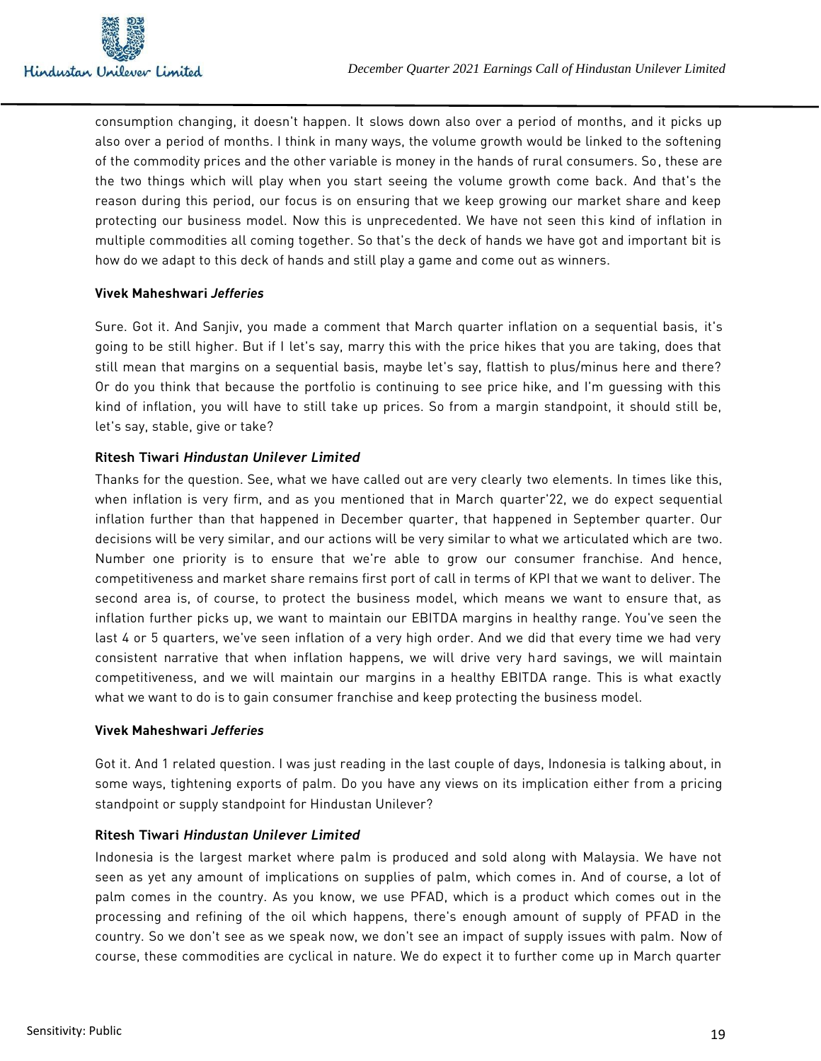consumption changing, it doesn't happen. It slows down also over a period of months, and it picks up also over a period of months. I think in many ways, the volume growth would be linked to the softening of the commodity prices and the other variable is money in the hands of rural consumers. So, these are the two things which will play when you start seeing the volume growth come back. And that's the reason during this period, our focus is on ensuring that we keep growing our market share and keep protecting our business model. Now this is unprecedented. We have not seen this kind of inflation in multiple commodities all coming together. So that's the deck of hands we have got and important bit is how do we adapt to this deck of hands and still play a game and come out as winners.

**Vivek Maheshwari** ***Jefferies***

Sure. Got it. And Sanjiv, you made a comment that March quarter inflation on a sequential basis, it's going to be still higher. But if I let's say, marry this with the price hikes that you are taking, does that still mean that margins on a sequential basis, maybe let's say, flattish to plus/minus here and there? Or do you think that because the portfolio is continuing to see price hike, and I'm guessing with this kind of inflation, you will have to still take up prices. So from a margin standpoint, it should still be, let's say, stable, give or take?

**Ritesh Tiwari** ***Hindustan Unilever Limited***

Thanks for the question. See, what we have called out are very clearly two elements. In times like this, when inflation is very firm, and as you mentioned that in March quarter'22, we do expect sequential inflation further than that happened in December quarter, that happened in September quarter. Our decisions will be very similar, and our actions will be very similar to what we articulated which are two. Number one priority is to ensure that we're able to grow our consumer franchise. And hence, competitiveness and market share remains first port of call in terms of KPI that we want to deliver. The second area is, of course, to protect the business model, which means we want to ensure that, as inflation further picks up, we want to maintain our EBITDA margins in healthy range. You've seen the last 4 or 5 quarters, we've seen inflation of a very high order. And we did that every time we had very consistent narrative that when inflation happens, we will drive very hard savings, we will maintain competitiveness, and we will maintain our margins in a healthy EBITDA range. This is what exactly what we want to do is to gain consumer franchise and keep protecting the business model.

**Vivek Maheshwari** ***Jefferies***

Got it. And 1 related question. I was just reading in the last couple of days, Indonesia is talking about, in some ways, tightening exports of palm. Do you have any views on its implication either from a pricing standpoint or supply standpoint for Hindustan Unilever?

**Ritesh Tiwari** ***Hindustan Unilever Limited***

Indonesia is the largest market where palm is produced and sold along with Malaysia. We have not seen as yet any amount of implications on supplies of palm, which comes in. And of course, a lot of palm comes in the country. As you know, we use PFAD, which is a product which comes out in the processing and refining of the oil which happens, there's enough amount of supply of PFAD in the country. So we don't see as we speak now, we don't see an impact of supply issues with palm. Now of course, these commodities are cyclical in nature. We do expect it to further come up in March quarter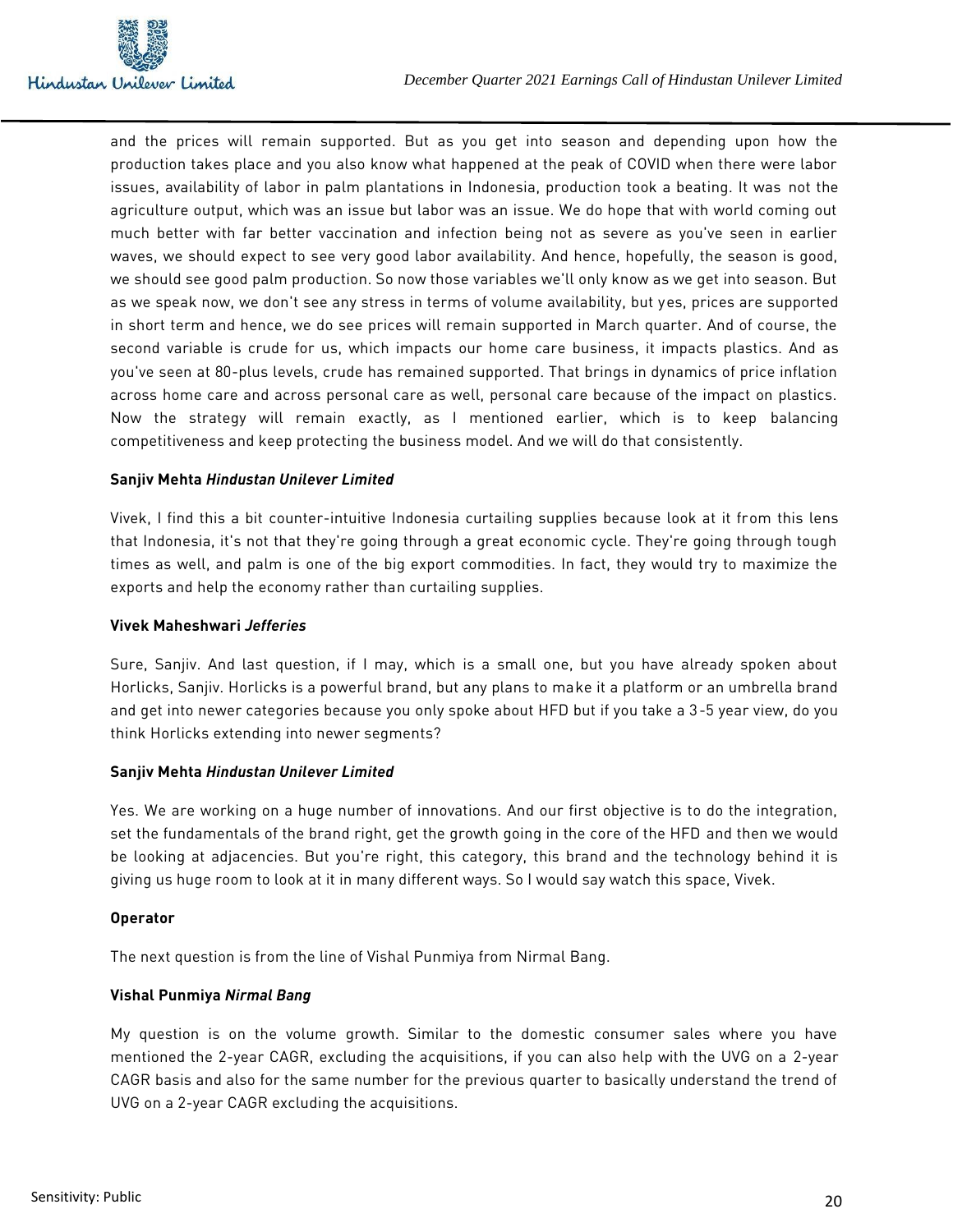and the prices will remain supported. But as you get into season and depending upon how the production takes place and you also know what happened at the peak of COVID when there were labor issues, availability of labor in palm plantations in Indonesia, production took a beating. It was not the agriculture output, which was an issue but labor was an issue. We do hope that with world coming out much better with far better vaccination and infection being not as severe as you've seen in earlier waves, we should expect to see very good labor availability. And hence, hopefully, the season is good, we should see good palm production. So now those variables we'll only know as we get into season. But as we speak now, we don't see any stress in terms of volume availability, but yes, prices are supported in short term and hence, we do see prices will remain supported in March quarter. And of course, the second variable is crude for us, which impacts our home care business, it impacts plastics. And as you've seen at 80-plus levels, crude has remained supported. That brings in dynamics of price inflation across home care and across personal care as well, personal care because of the impact on plastics. Now the strategy will remain exactly, as I mentioned earlier, which is to keep balancing competitiveness and keep protecting the business model. And we will do that consistently.

**Sanjiv Mehta** ***Hindustan Unilever Limited***

Vivek, I find this a bit counter-intuitive Indonesia curtailing supplies because look at it from this lens that Indonesia, it's not that they're going through a great economic cycle. They're going through tough times as well, and palm is one of the big export commodities. In fact, they would try to maximize the exports and help the economy rather than curtailing supplies.

**Vivek Maheshwari** ***Jefferies***

Sure, Sanjiv. And last question, if I may, which is a small one, but you have already spoken about Horlicks, Sanjiv. Horlicks is a powerful brand, but any plans to make it a platform or an umbrella brand and get into newer categories because you only spoke about HFD but if you take a 3-5 year view, do you think Horlicks extending into newer segments?

**Sanjiv Mehta** ***Hindustan Unilever Limited***

Yes. We are working on a huge number of innovations. And our first objective is to do the integration, set the fundamentals of the brand right, get the growth going in the core of the HFD and then we would be looking at adjacencies. But you're right, this category, this brand and the technology behind it is giving us huge room to look at it in many different ways. So I would say watch this space, Vivek.

**Operator**

The next question is from the line of Vishal Punmiya from Nirmal Bang.

**Vishal Punmiya** ***Nirmal Bang***

My question is on the volume growth. Similar to the domestic consumer sales where you have mentioned the 2-year CAGR, excluding the acquisitions, if you can also help with the UVG on a 2-year CAGR basis and also for the same number for the previous quarter to basically understand the trend of UVG on a 2-year CAGR excluding the acquisitions.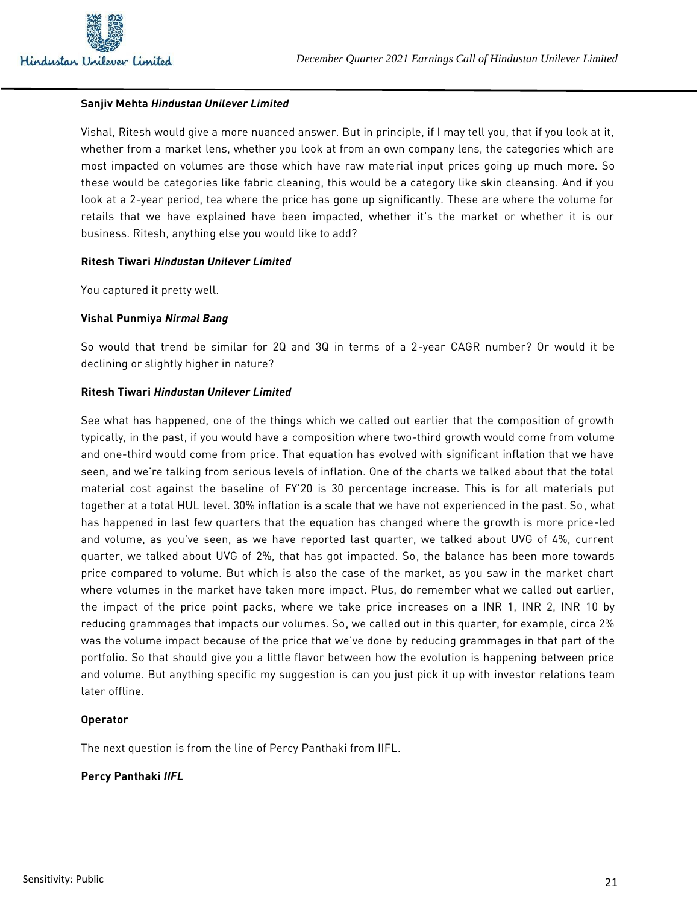**Sanjiv Mehta** ***Hindustan Unilever Limited***

Vishal, Ritesh would give a more nuanced answer. But in principle, if I may tell you, that if you look at it, whether from a market lens, whether you look at from an own company lens, the categories which are most impacted on volumes are those which have raw material input prices going up much more. So these would be categories like fabric cleaning, this would be a category like skin cleansing. And if you look at a 2-year period, tea where the price has gone up significantly. These are where the volume for retails that we have explained have been impacted, whether it's the market or whether it is our business. Ritesh, anything else you would like to add?

**Ritesh Tiwari** ***Hindustan Unilever Limited***

You captured it pretty well.

**Vishal Punmiya** ***Nirmal Bang***

So would that trend be similar for 2Q and 3Q in terms of a 2-year CAGR number? Or would it be declining or slightly higher in nature?

**Ritesh Tiwari** ***Hindustan Unilever Limited***

See what has happened, one of the things which we called out earlier that the composition of growth typically, in the past, if you would have a composition where two-third growth would come from volume and one-third would come from price. That equation has evolved with significant inflation that we have seen, and we're talking from serious levels of inflation. One of the charts we talked about that the total material cost against the baseline of FY'20 is 30 percentage increase. This is for all materials put together at a total HUL level. 30% inflation is a scale that we have not experienced in the past. So, what has happened in last few quarters that the equation has changed where the growth is more price-led and volume, as you've seen, as we have reported last quarter, we talked about UVG of 4%, current quarter, we talked about UVG of 2%, that has got impacted. So, the balance has been more towards price compared to volume. But which is also the case of the market, as you saw in the market chart where volumes in the market have taken more impact. Plus, do remember what we called out earlier, the impact of the price point packs, where we take price increases on a INR 1, INR 2, INR 10 by reducing grammages that impacts our volumes. So, we called out in this quarter, for example, circa 2% was the volume impact because of the price that we've done by reducing grammages in that part of the portfolio. So that should give you a little flavor between how the evolution is happening between price and volume. But anything specific my suggestion is can you just pick it up with investor relations team later offline.

**Operator**

The next question is from the line of Percy Panthaki from IIFL.

**Percy Panthaki** ***IIFL***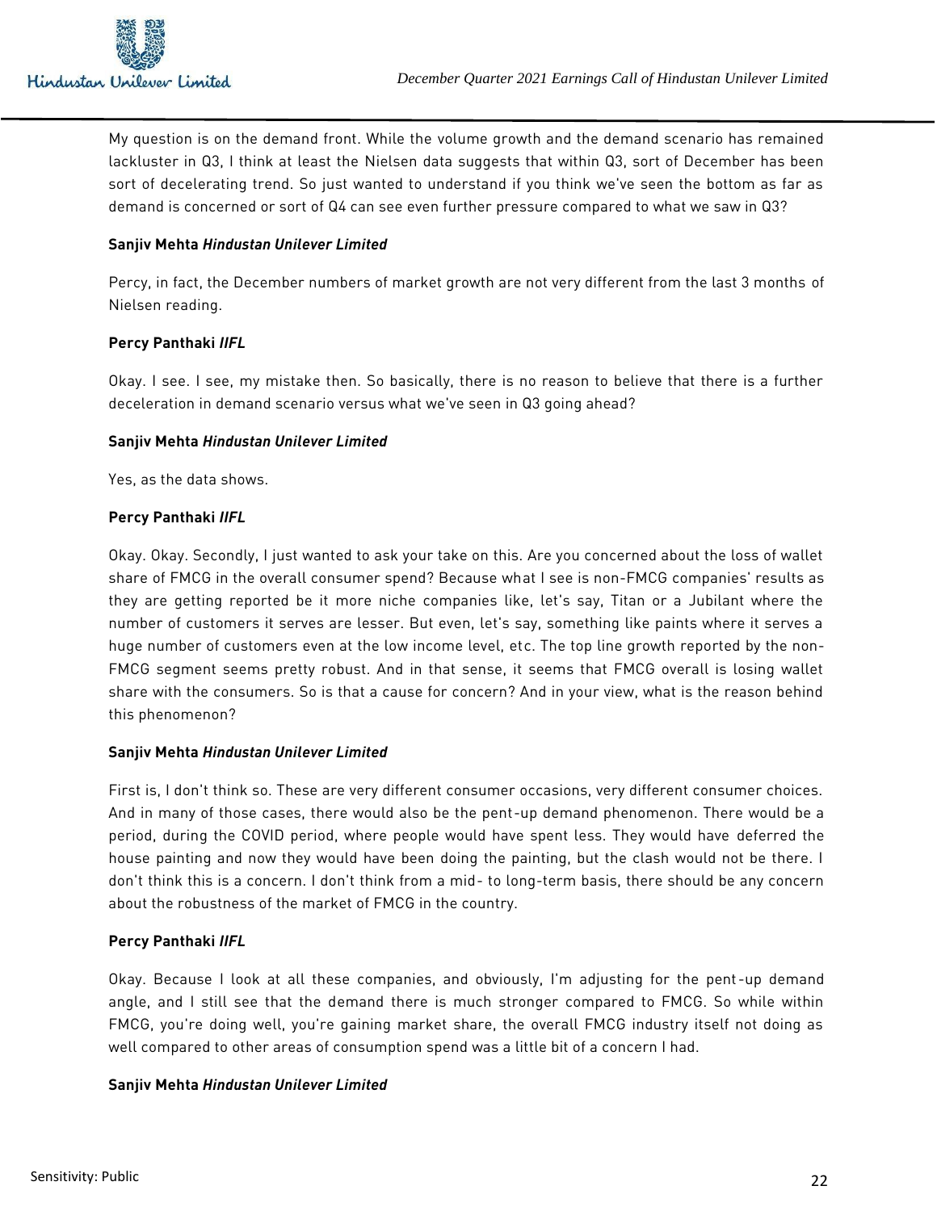My question is on the demand front. While the volume growth and the demand scenario has remained lackluster in Q3, I think at least the Nielsen data suggests that within Q3, sort of December has been sort of decelerating trend. So just wanted to understand if you think we've seen the bottom as far as demand is concerned or sort of Q4 can see even further pressure compared to what we saw in Q3?

**Sanjiv Mehta *Hindustan Unilever Limited***

Percy, in fact, the December numbers of market growth are not very different from the last 3 months of Nielsen reading.

**Percy Panthaki *IIFL***

Okay. I see. I see, my mistake then. So basically, there is no reason to believe that there is a further deceleration in demand scenario versus what we've seen in Q3 going ahead?

**Sanjiv Mehta *Hindustan Unilever Limited***

Yes, as the data shows.

**Percy Panthaki *IIFL***

Okay. Okay. Secondly, I just wanted to ask your take on this. Are you concerned about the loss of wallet share of FMCG in the overall consumer spend? Because what I see is non-FMCG companies' results as they are getting reported be it more niche companies like, let's say, Titan or a Jubilant where the number of customers it serves are lesser. But even, let's say, something like paints where it serves a huge number of customers even at the low income level, etc. The top line growth reported by the non-FMCG segment seems pretty robust. And in that sense, it seems that FMCG overall is losing wallet share with the consumers. So is that a cause for concern? And in your view, what is the reason behind this phenomenon?

**Sanjiv Mehta *Hindustan Unilever Limited***

First is, I don't think so. These are very different consumer occasions, very different consumer choices. And in many of those cases, there would also be the pent-up demand phenomenon. There would be a period, during the COVID period, where people would have spent less. They would have deferred the house painting and now they would have been doing the painting, but the clash would not be there. I don't think this is a concern. I don't think from a mid- to long-term basis, there should be any concern about the robustness of the market of FMCG in the country.

**Percy Panthaki *IIFL***

Okay. Because I look at all these companies, and obviously, I'm adjusting for the pent-up demand angle, and I still see that the demand there is much stronger compared to FMCG. So while within FMCG, you're doing well, you're gaining market share, the overall FMCG industry itself not doing as well compared to other areas of consumption spend was a little bit of a concern I had.

**Sanjiv Mehta *Hindustan Unilever Limited***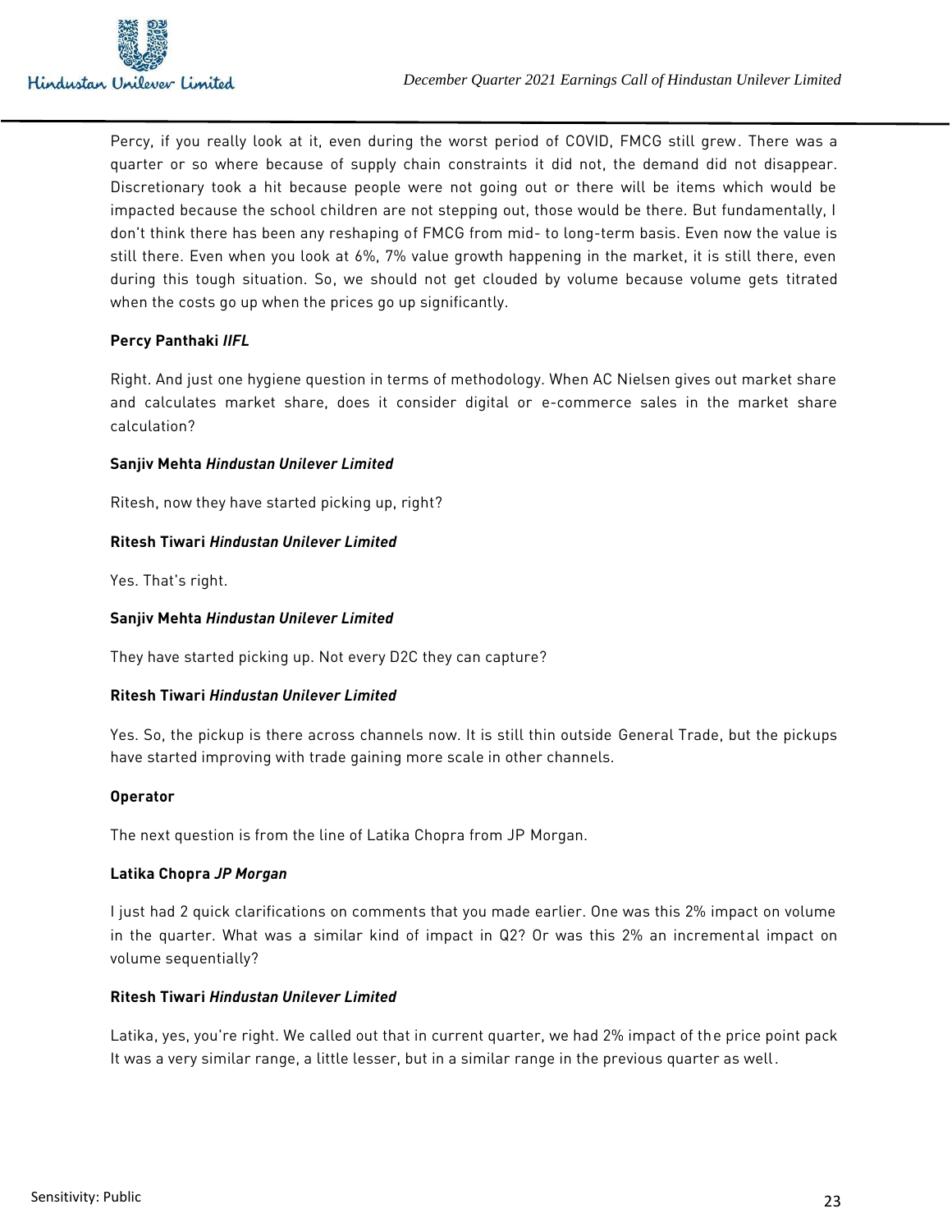Percy, if you really look at it, even during the worst period of COVID, FMCG still grew. There was a quarter or so where because of supply chain constraints it did not, the demand did not disappear. Discretionary took a hit because people were not going out or there will be items which would be impacted because the school children are not stepping out, those would be there. But fundamentally, I don't think there has been any reshaping of FMCG from mid- to long-term basis. Even now the value is still there. Even when you look at 6%, 7% value growth happening in the market, it is still there, even during this tough situation. So, we should not get clouded by volume because volume gets titrated when the costs go up when the prices go up significantly.

**Percy Panthaki *IIFL***

Right. And just one hygiene question in terms of methodology. When AC Nielsen gives out market share and calculates market share, does it consider digital or e-commerce sales in the market share calculation?

**Sanjiv Mehta *Hindustan Unilever Limited***

Ritesh, now they have started picking up, right?

**Ritesh Tiwari *Hindustan Unilever Limited***

Yes. That's right.

**Sanjiv Mehta *Hindustan Unilever Limited***

They have started picking up. Not every D2C they can capture?

**Ritesh Tiwari *Hindustan Unilever Limited***

Yes. So, the pickup is there across channels now. It is still thin outside General Trade, but the pickups have started improving with trade gaining more scale in other channels.

**Operator**

The next question is from the line of Latika Chopra from JP Morgan.

**Latika Chopra *JP Morgan***

I just had 2 quick clarifications on comments that you made earlier. One was this 2% impact on volume in the quarter. What was a similar kind of impact in Q2? Or was this 2% an incremental impact on volume sequentially?

**Ritesh Tiwari *Hindustan Unilever Limited***

Latika, yes, you're right. We called out that in current quarter, we had 2% impact of the price point pack It was a very similar range, a little lesser, but in a similar range in the previous quarter as well.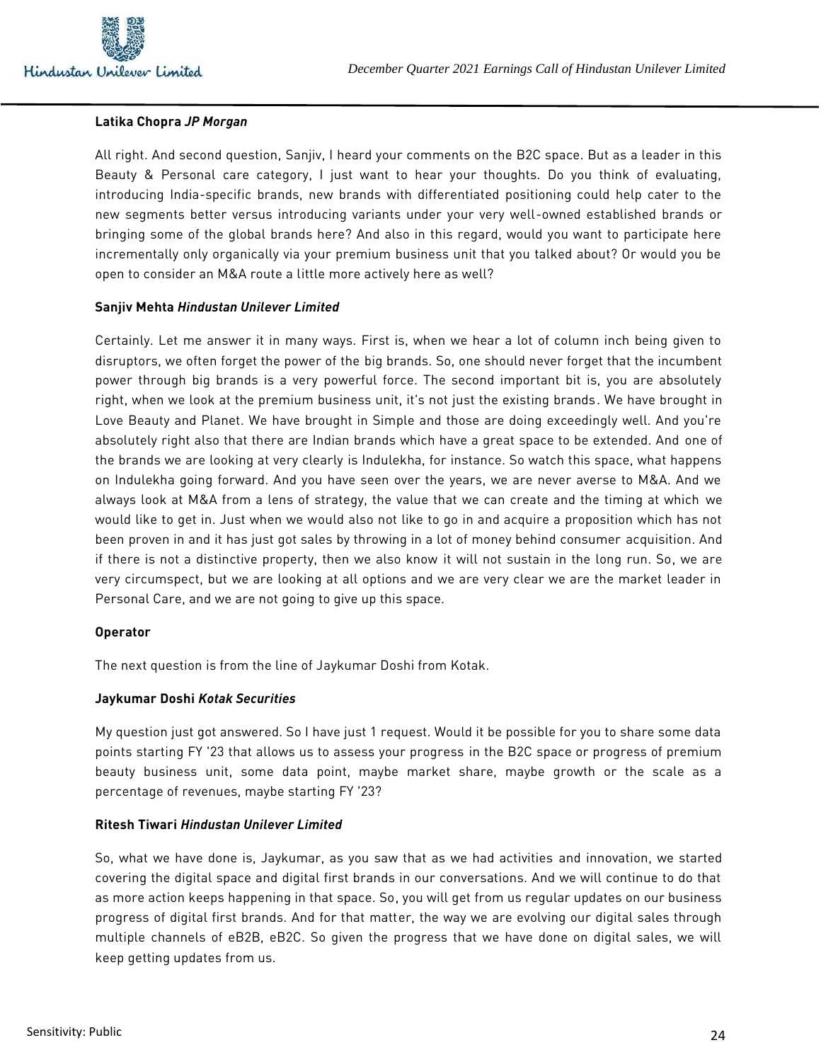**Latika Chopra** ***JP Morgan***

All right. And second question, Sanjiv, I heard your comments on the B2C space. But as a leader in this Beauty & Personal care category, I just want to hear your thoughts. Do you think of evaluating, introducing India-specific brands, new brands with differentiated positioning could help cater to the new segments better versus introducing variants under your very well-owned established brands or bringing some of the global brands here? And also in this regard, would you want to participate here incrementally only organically via your premium business unit that you talked about? Or would you be open to consider an M&A route a little more actively here as well?

**Sanjiv Mehta** ***Hindustan Unilever Limited***

Certainly. Let me answer it in many ways. First is, when we hear a lot of column inch being given to disruptors, we often forget the power of the big brands. So, one should never forget that the incumbent power through big brands is a very powerful force. The second important bit is, you are absolutely right, when we look at the premium business unit, it's not just the existing brands. We have brought in Love Beauty and Planet. We have brought in Simple and those are doing exceedingly well. And you're absolutely right also that there are Indian brands which have a great space to be extended. And one of the brands we are looking at very clearly is Indulekha, for instance. So watch this space, what happens on Indulekha going forward. And you have seen over the years, we are never averse to M&A. And we always look at M&A from a lens of strategy, the value that we can create and the timing at which we would like to get in. Just when we would also not like to go in and acquire a proposition which has not been proven in and it has just got sales by throwing in a lot of money behind consumer acquisition. And if there is not a distinctive property, then we also know it will not sustain in the long run. So, we are very circumspect, but we are looking at all options and we are very clear we are the market leader in Personal Care, and we are not going to give up this space.

**Operator**

The next question is from the line of Jaykumar Doshi from Kotak.

**Jaykumar Doshi** ***Kotak Securities***

My question just got answered. So I have just 1 request. Would it be possible for you to share some data points starting FY '23 that allows us to assess your progress in the B2C space or progress of premium beauty business unit, some data point, maybe market share, maybe growth or the scale as a percentage of revenues, maybe starting FY '23?

**Ritesh Tiwari** ***Hindustan Unilever Limited***

So, what we have done is, Jaykumar, as you saw that as we had activities and innovation, we started covering the digital space and digital first brands in our conversations. And we will continue to do that as more action keeps happening in that space. So, you will get from us regular updates on our business progress of digital first brands. And for that matter, the way we are evolving our digital sales through multiple channels of eB2B, eB2C. So given the progress that we have done on digital sales, we will keep getting updates from us.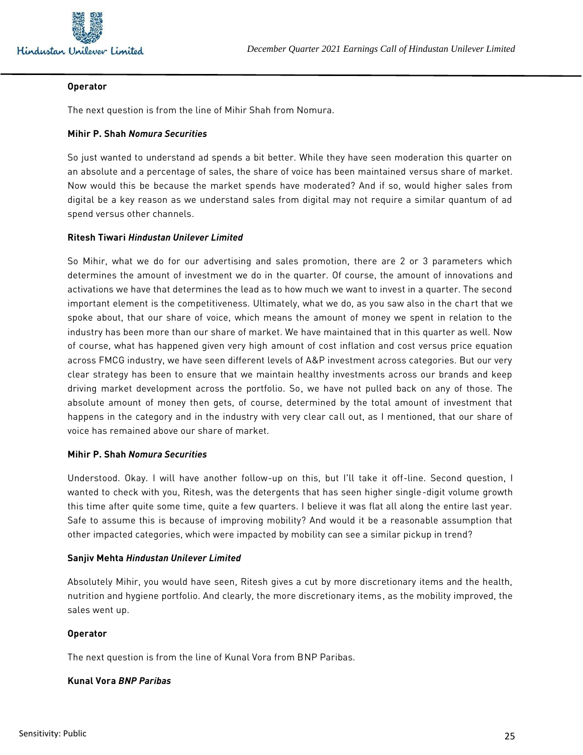**Operator**

The next question is from the line of Mihir Shah from Nomura.

**Mihir P. Shah** ***Nomura Securities***

So just wanted to understand ad spends a bit better. While they have seen moderation this quarter on an absolute and a percentage of sales, the share of voice has been maintained versus share of market. Now would this be because the market spends have moderated? And if so, would higher sales from digital be a key reason as we understand sales from digital may not require a similar quantum of ad spend versus other channels.

**Ritesh Tiwari** ***Hindustan Unilever Limited***

So Mihir, what we do for our advertising and sales promotion, there are 2 or 3 parameters which determines the amount of investment we do in the quarter. Of course, the amount of innovations and activations we have that determines the lead as to how much we want to invest in a quarter. The second important element is the competitiveness. Ultimately, what we do, as you saw also in the chart that we spoke about, that our share of voice, which means the amount of money we spent in relation to the industry has been more than our share of market. We have maintained that in this quarter as well. Now of course, what has happened given very high amount of cost inflation and cost versus price equation across FMCG industry, we have seen different levels of A&P investment across categories. But our very clear strategy has been to ensure that we maintain healthy investments across our brands and keep driving market development across the portfolio. So, we have not pulled back on any of those. The absolute amount of money then gets, of course, determined by the total amount of investment that happens in the category and in the industry with very clear call out, as I mentioned, that our share of voice has remained above our share of market.

**Mihir P. Shah** ***Nomura Securities***

Understood. Okay. I will have another follow-up on this, but I'll take it off-line. Second question, I wanted to check with you, Ritesh, was the detergents that has seen higher single-digit volume growth this time after quite some time, quite a few quarters. I believe it was flat all along the entire last year. Safe to assume this is because of improving mobility? And would it be a reasonable assumption that other impacted categories, which were impacted by mobility can see a similar pickup in trend?

**Sanjiv Mehta** ***Hindustan Unilever Limited***

Absolutely Mihir, you would have seen, Ritesh gives a cut by more discretionary items and the health, nutrition and hygiene portfolio. And clearly, the more discretionary items, as the mobility improved, the sales went up.

**Operator**

The next question is from the line of Kunal Vora from BNP Paribas.

**Kunal Vora** ***BNP Paribas***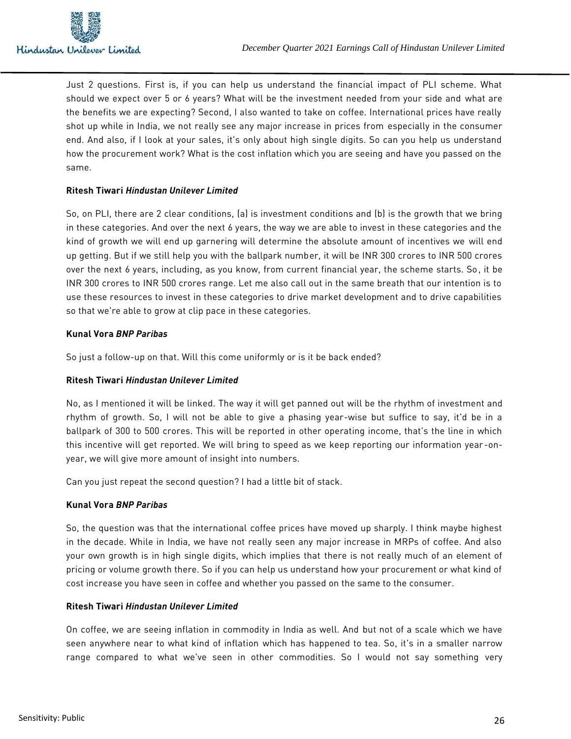Just 2 questions. First is, if you can help us understand the financial impact of PLI scheme. What should we expect over 5 or 6 years? What will be the investment needed from your side and what are the benefits we are expecting? Second, I also wanted to take on coffee. International prices have really shot up while in India, we not really see any major increase in prices from especially in the consumer end. And also, if I look at your sales, it's only about high single digits. So can you help us understand how the procurement work? What is the cost inflation which you are seeing and have you passed on the same.

**Ritesh Tiwari** ***Hindustan Unilever Limited***

So, on PLI, there are 2 clear conditions, (a) is investment conditions and (b) is the growth that we bring in these categories. And over the next 6 years, the way we are able to invest in these categories and the kind of growth we will end up garnering will determine the absolute amount of incentives we will end up getting. But if we still help you with the ballpark number, it will be INR 300 crores to INR 500 crores over the next 6 years, including, as you know, from current financial year, the scheme starts. So, it be INR 300 crores to INR 500 crores range. Let me also call out in the same breath that our intention is to use these resources to invest in these categories to drive market development and to drive capabilities so that we're able to grow at clip pace in these categories.

**Kunal Vora** ***BNP Paribas***

So just a follow-up on that. Will this come uniformly or is it be back ended?

**Ritesh Tiwari** ***Hindustan Unilever Limited***

No, as I mentioned it will be linked. The way it will get panned out will be the rhythm of investment and rhythm of growth. So, I will not be able to give a phasing year-wise but suffice to say, it'd be in a ballpark of 300 to 500 crores. This will be reported in other operating income, that's the line in which this incentive will get reported. We will bring to speed as we keep reporting our information year-on-year, we will give more amount of insight into numbers.

Can you just repeat the second question? I had a little bit of stack.

**Kunal Vora** ***BNP Paribas***

So, the question was that the international coffee prices have moved up sharply. I think maybe highest in the decade. While in India, we have not really seen any major increase in MRPs of coffee. And also your own growth is in high single digits, which implies that there is not really much of an element of pricing or volume growth there. So if you can help us understand how your procurement or what kind of cost increase you have seen in coffee and whether you passed on the same to the consumer.

**Ritesh Tiwari** ***Hindustan Unilever Limited***

On coffee, we are seeing inflation in commodity in India as well. And but not of a scale which we have seen anywhere near to what kind of inflation which has happened to tea. So, it's in a smaller narrow range compared to what we've seen in other commodities. So I would not say something very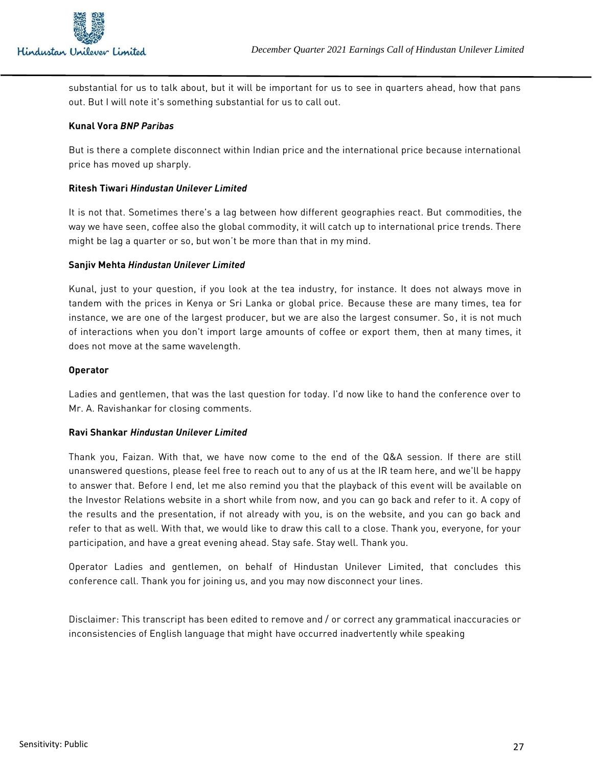substantial for us to talk about, but it will be important for us to see in quarters ahead, how that pans out. But I will note it's something substantial for us to call out.

**Kunal Vora *BNP Paribas***

But is there a complete disconnect within Indian price and the international price because international price has moved up sharply.

**Ritesh Tiwari *Hindustan Unilever Limited***

It is not that. Sometimes there's a lag between how different geographies react. But commodities, the way we have seen, coffee also the global commodity, it will catch up to international price trends. There might be lag a quarter or so, but won't be more than that in my mind.

**Sanjiv Mehta *Hindustan Unilever Limited***

Kunal, just to your question, if you look at the tea industry, for instance. It does not always move in tandem with the prices in Kenya or Sri Lanka or global price. Because these are many times, tea for instance, we are one of the largest producer, but we are also the largest consumer. So, it is not much of interactions when you don't import large amounts of coffee or export them, then at many times, it does not move at the same wavelength.

**Operator**

Ladies and gentlemen, that was the last question for today. I'd now like to hand the conference over to Mr. A. Ravishankar for closing comments.

**Ravi Shankar *Hindustan Unilever Limited***

Thank you, Faizan. With that, we have now come to the end of the Q&A session. If there are still unanswered questions, please feel free to reach out to any of us at the IR team here, and we'll be happy to answer that. Before I end, let me also remind you that the playback of this event will be available on the Investor Relations website in a short while from now, and you can go back and refer to it. A copy of the results and the presentation, if not already with you, is on the website, and you can go back and refer to that as well. With that, we would like to draw this call to a close. Thank you, everyone, for your participation, and have a great evening ahead. Stay safe. Stay well. Thank you.

Operator Ladies and gentlemen, on behalf of Hindustan Unilever Limited, that concludes this conference call. Thank you for joining us, and you may now disconnect your lines.

Disclaimer: This transcript has been edited to remove and / or correct any grammatical inaccuracies or inconsistencies of English language that might have occurred inadvertently while speaking